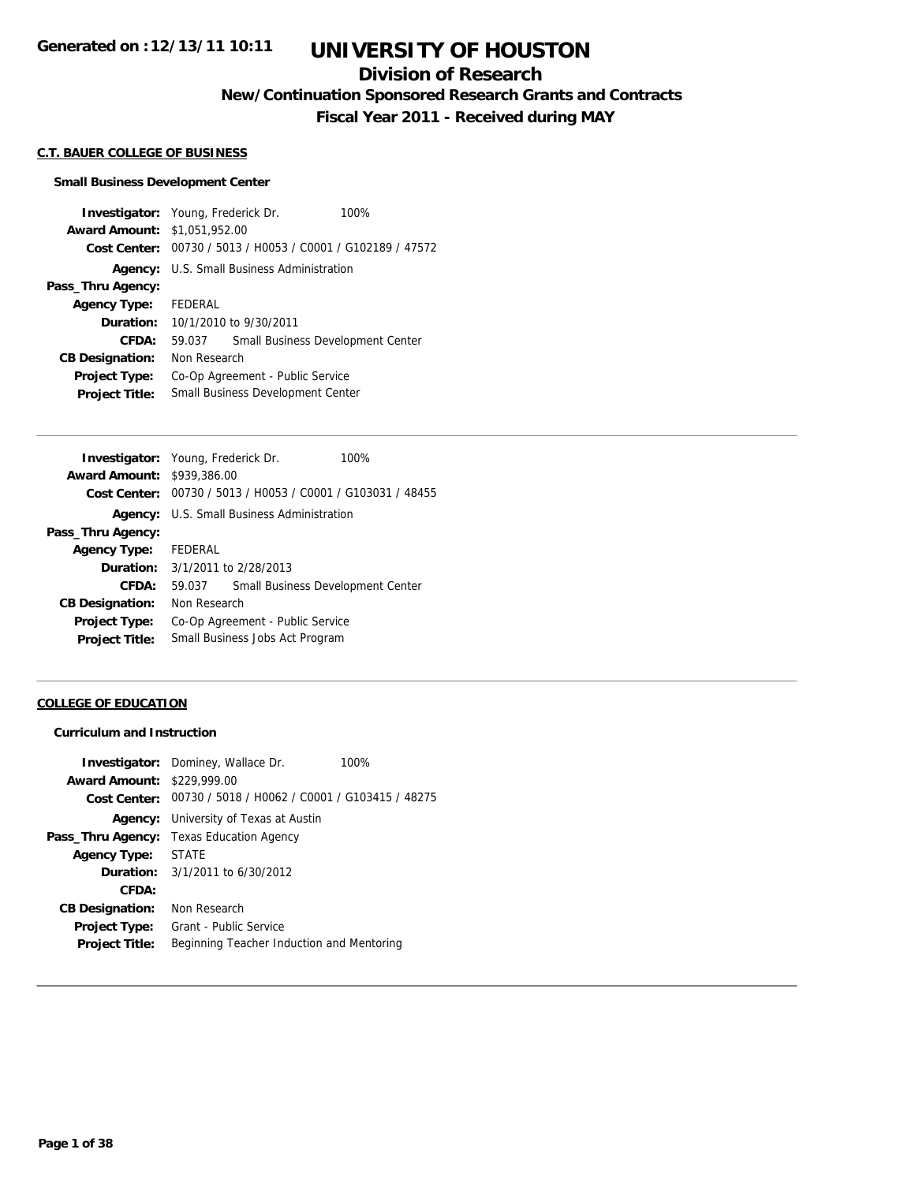Generated on :12/13/11 10:11

# UNIVERSITY OF HOUSTON

## Division of Research

### New/Continuation Sponsored Research Grants and Contracts

### Fiscal Year 2011 - Received during MAY

**C.T. BAUER COLLEGE OF BUSINESS**

**Small Business Development Center**

| | |
|---|---|
| **Investigator:** | Young, Frederick Dr. 100% |
| **Award Amount:** | $1,051,952.00 |
| **Cost Center:** | 00730 / 5013 / H0053 / C0001 / G102189 / 47572 |
| **Agency:** | U.S. Small Business Administration |
| **Pass_Thru Agency:** | |
| **Agency Type:** | FEDERAL |
| **Duration:** | 10/1/2010 to 9/30/2011 |
| **CFDA:** | 59.037 Small Business Development Center |
| **CB Designation:** | Non Research |
| **Project Type:** | Co-Op Agreement - Public Service |
| **Project Title:** | Small Business Development Center |

---

| | |
|---|---|
| **Investigator:** | Young, Frederick Dr. 100% |
| **Award Amount:** | $939,386.00 |
| **Cost Center:** | 00730 / 5013 / H0053 / C0001 / G103031 / 48455 |
| **Agency:** | U.S. Small Business Administration |
| **Pass_Thru Agency:** | |
| **Agency Type:** | FEDERAL |
| **Duration:** | 3/1/2011 to 2/28/2013 |
| **CFDA:** | 59.037 Small Business Development Center |
| **CB Designation:** | Non Research |
| **Project Type:** | Co-Op Agreement - Public Service |
| **Project Title:** | Small Business Jobs Act Program |

---

**COLLEGE OF EDUCATION**

**Curriculum and Instruction**

| | |
|---|---|
| **Investigator:** | Dominey, Wallace Dr. 100% |
| **Award Amount:** | $229,999.00 |
| **Cost Center:** | 00730 / 5018 / H0062 / C0001 / G103415 / 48275 |
| **Agency:** | University of Texas at Austin |
| **Pass_Thru Agency:** | Texas Education Agency |
| **Agency Type:** | STATE |
| **Duration:** | 3/1/2011 to 6/30/2012 |
| **CFDA:** | |
| **CB Designation:** | Non Research |
| **Project Type:** | Grant - Public Service |
| **Project Title:** | Beginning Teacher Induction and Mentoring |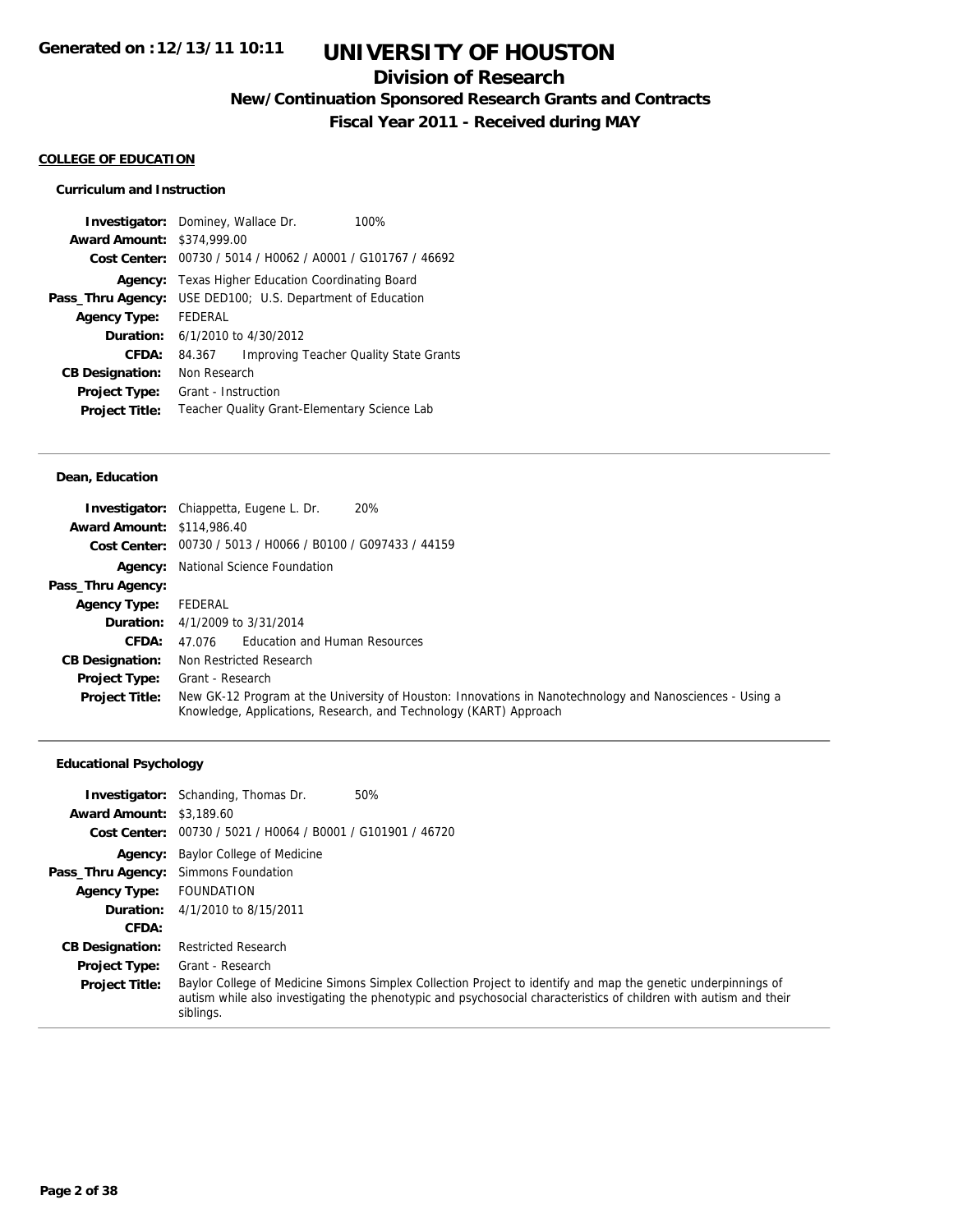# UNIVERSITY OF HOUSTON

## Division of Research

### New/Continuation Sponsored Research Grants and Contracts

### Fiscal Year 2011 - Received during MAY

Generated on :12/13/11 10:11

**COLLEGE OF EDUCATION**

**Curriculum and Instruction**

| | |
|---|---|
| **Investigator:** | Dominey, Wallace Dr. 100% |
| **Award Amount:** | $374,999.00 |
| **Cost Center:** | 00730 / 5014 / H0062 / A0001 / G101767 / 46692 |
| **Agency:** | Texas Higher Education Coordinating Board |
| **Pass_Thru Agency:** | USE DED100; U.S. Department of Education |
| **Agency Type:** | FEDERAL |
| **Duration:** | 6/1/2010 to 4/30/2012 |
| **CFDA:** | 84.367 Improving Teacher Quality State Grants |
| **CB Designation:** | Non Research |
| **Project Type:** | Grant - Instruction |
| **Project Title:** | Teacher Quality Grant-Elementary Science Lab |

---

**Dean, Education**

| | |
|---|---|
| **Investigator:** | Chiappetta, Eugene L. Dr. 20% |
| **Award Amount:** | $114,986.40 |
| **Cost Center:** | 00730 / 5013 / H0066 / B0100 / G097433 / 44159 |
| **Agency:** | National Science Foundation |
| **Pass_Thru Agency:** | |
| **Agency Type:** | FEDERAL |
| **Duration:** | 4/1/2009 to 3/31/2014 |
| **CFDA:** | 47.076 Education and Human Resources |
| **CB Designation:** | Non Restricted Research |
| **Project Type:** | Grant - Research |
| **Project Title:** | New GK-12 Program at the University of Houston: Innovations in Nanotechnology and Nanosciences - Using a Knowledge, Applications, Research, and Technology (KART) Approach |

---

**Educational Psychology**

| | |
|---|---|
| **Investigator:** | Schanding, Thomas Dr. 50% |
| **Award Amount:** | $3,189.60 |
| **Cost Center:** | 00730 / 5021 / H0064 / B0001 / G101901 / 46720 |
| **Agency:** | Baylor College of Medicine |
| **Pass_Thru Agency:** | Simmons Foundation |
| **Agency Type:** | FOUNDATION |
| **Duration:** | 4/1/2010 to 8/15/2011 |
| **CFDA:** | |
| **CB Designation:** | Restricted Research |
| **Project Type:** | Grant - Research |
| **Project Title:** | Baylor College of Medicine Simons Simplex Collection Project to identify and map the genetic underpinnings of autism while also investigating the phenotypic and psychosocial characteristics of children with autism and their siblings. |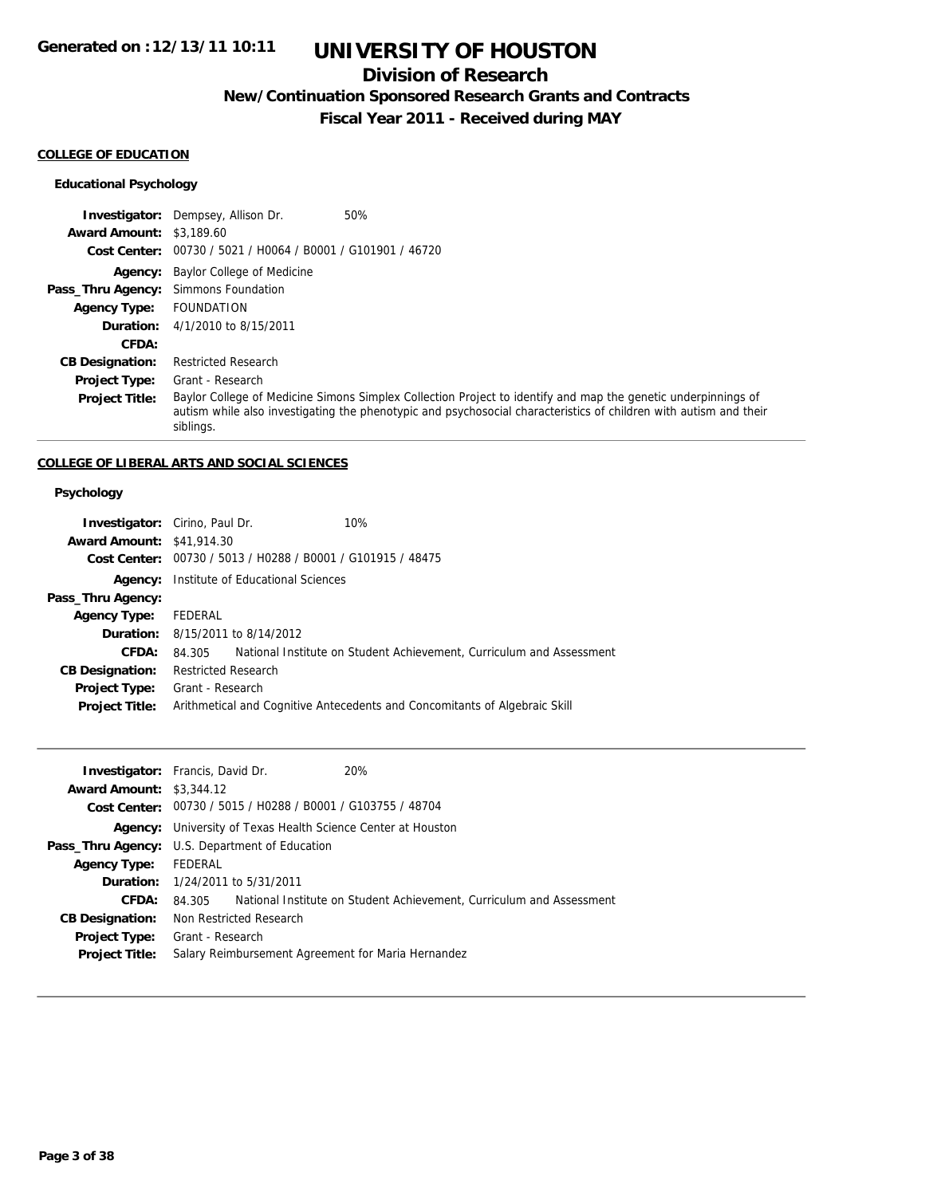## COLLEGE OF EDUCATION

### Educational Psychology

**Investigator:** Dempsey, Allison Dr. 50%
**Award Amount:** $3,189.60
**Cost Center:** 00730 / 5021 / H0064 / B0001 / G101901 / 46720
**Agency:** Baylor College of Medicine
**Pass_Thru Agency:** Simmons Foundation
**Agency Type:** FOUNDATION
**Duration:** 4/1/2010 to 8/15/2011
**CFDA:**
**CB Designation:** Restricted Research
**Project Type:** Grant - Research
**Project Title:** Baylor College of Medicine Simons Simplex Collection Project to identify and map the genetic underpinnings of autism while also investigating the phenotypic and psychosocial characteristics of children with autism and their siblings.

---

## COLLEGE OF LIBERAL ARTS AND SOCIAL SCIENCES

### Psychology

**Investigator:** Cirino, Paul Dr. 10%
**Award Amount:** $41,914.30
**Cost Center:** 00730 / 5013 / H0288 / B0001 / G101915 / 48475
**Agency:** Institute of Educational Sciences
**Pass_Thru Agency:**
**Agency Type:** FEDERAL
**Duration:** 8/15/2011 to 8/14/2012
**CFDA:** 84.305 National Institute on Student Achievement, Curriculum and Assessment
**CB Designation:** Restricted Research
**Project Type:** Grant - Research
**Project Title:** Arithmetical and Cognitive Antecedents and Concomitants of Algebraic Skill

---

**Investigator:** Francis, David Dr. 20%
**Award Amount:** $3,344.12
**Cost Center:** 00730 / 5015 / H0288 / B0001 / G103755 / 48704
**Agency:** University of Texas Health Science Center at Houston
**Pass_Thru Agency:** U.S. Department of Education
**Agency Type:** FEDERAL
**Duration:** 1/24/2011 to 5/31/2011
**CFDA:** 84.305 National Institute on Student Achievement, Curriculum and Assessment
**CB Designation:** Non Restricted Research
**Project Type:** Grant - Research
**Project Title:** Salary Reimbursement Agreement for Maria Hernandez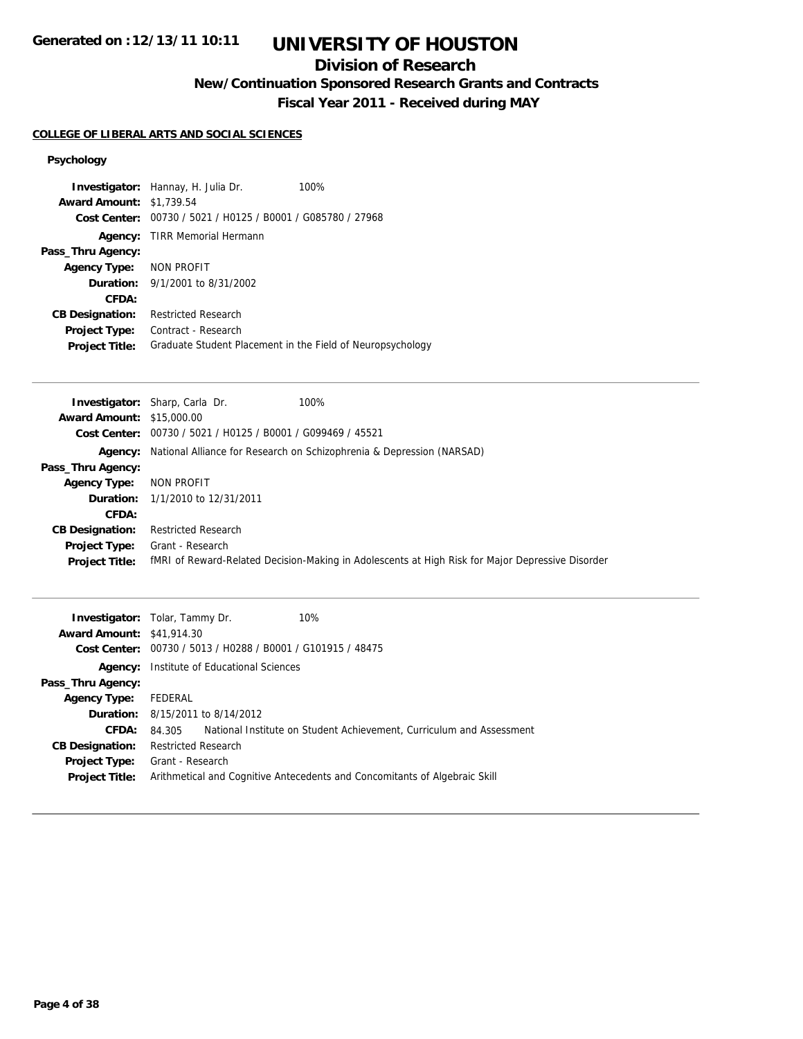# UNIVERSITY OF HOUSTON

## Division of Research

### New/Continuation Sponsored Research Grants and Contracts

### Fiscal Year 2011 - Received during MAY

Generated on :12/13/11 10:11

**COLLEGE OF LIBERAL ARTS AND SOCIAL SCIENCES**

**Psychology**

**Investigator:** Hannay, H. Julia Dr. 100%
**Award Amount:** $1,739.54
**Cost Center:** 00730 / 5021 / H0125 / B0001 / G085780 / 27968
**Agency:** TIRR Memorial Hermann
**Pass_Thru Agency:**
**Agency Type:** NON PROFIT
**Duration:** 9/1/2001 to 8/31/2002
**CFDA:**
**CB Designation:** Restricted Research
**Project Type:** Contract - Research
**Project Title:** Graduate Student Placement in the Field of Neuropsychology

---

**Investigator:** Sharp, Carla Dr. 100%
**Award Amount:** $15,000.00
**Cost Center:** 00730 / 5021 / H0125 / B0001 / G099469 / 45521
**Agency:** National Alliance for Research on Schizophrenia & Depression (NARSAD)
**Pass_Thru Agency:**
**Agency Type:** NON PROFIT
**Duration:** 1/1/2010 to 12/31/2011
**CFDA:**
**CB Designation:** Restricted Research
**Project Type:** Grant - Research
**Project Title:** fMRI of Reward-Related Decision-Making in Adolescents at High Risk for Major Depressive Disorder

---

**Investigator:** Tolar, Tammy Dr. 10%
**Award Amount:** $41,914.30
**Cost Center:** 00730 / 5013 / H0288 / B0001 / G101915 / 48475
**Agency:** Institute of Educational Sciences
**Pass_Thru Agency:**
**Agency Type:** FEDERAL
**Duration:** 8/15/2011 to 8/14/2012
**CFDA:** 84.305 National Institute on Student Achievement, Curriculum and Assessment
**CB Designation:** Restricted Research
**Project Type:** Grant - Research
**Project Title:** Arithmetical and Cognitive Antecedents and Concomitants of Algebraic Skill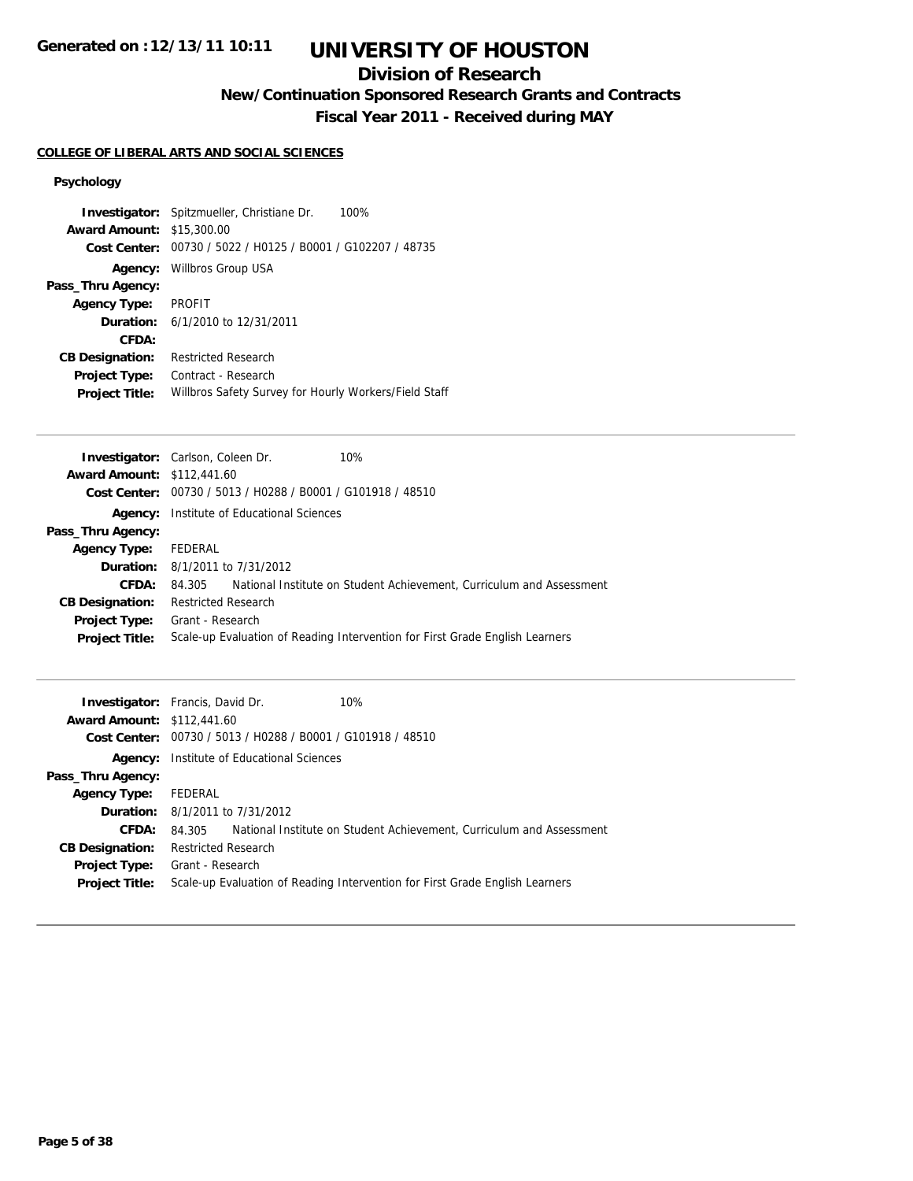# UNIVERSITY OF HOUSTON

## Division of Research

### New/Continuation Sponsored Research Grants and Contracts

### Fiscal Year 2011 - Received during MAY

**COLLEGE OF LIBERAL ARTS AND SOCIAL SCIENCES**

#### Psychology

**Investigator:** Spitzmueller, Christiane Dr. 100%
**Award Amount:** $15,300.00
**Cost Center:** 00730 / 5022 / H0125 / B0001 / G102207 / 48735
**Agency:** Willbros Group USA
**Pass_Thru Agency:**
**Agency Type:** PROFIT
**Duration:** 6/1/2010 to 12/31/2011
**CFDA:**
**CB Designation:** Restricted Research
**Project Type:** Contract - Research
**Project Title:** Willbros Safety Survey for Hourly Workers/Field Staff

---

**Investigator:** Carlson, Coleen Dr. 10%
**Award Amount:** $112,441.60
**Cost Center:** 00730 / 5013 / H0288 / B0001 / G101918 / 48510
**Agency:** Institute of Educational Sciences
**Pass_Thru Agency:**
**Agency Type:** FEDERAL
**Duration:** 8/1/2011 to 7/31/2012
**CFDA:** 84.305 National Institute on Student Achievement, Curriculum and Assessment
**CB Designation:** Restricted Research
**Project Type:** Grant - Research
**Project Title:** Scale-up Evaluation of Reading Intervention for First Grade English Learners

---

**Investigator:** Francis, David Dr. 10%
**Award Amount:** $112,441.60
**Cost Center:** 00730 / 5013 / H0288 / B0001 / G101918 / 48510
**Agency:** Institute of Educational Sciences
**Pass_Thru Agency:**
**Agency Type:** FEDERAL
**Duration:** 8/1/2011 to 7/31/2012
**CFDA:** 84.305 National Institute on Student Achievement, Curriculum and Assessment
**CB Designation:** Restricted Research
**Project Type:** Grant - Research
**Project Title:** Scale-up Evaluation of Reading Intervention for First Grade English Learners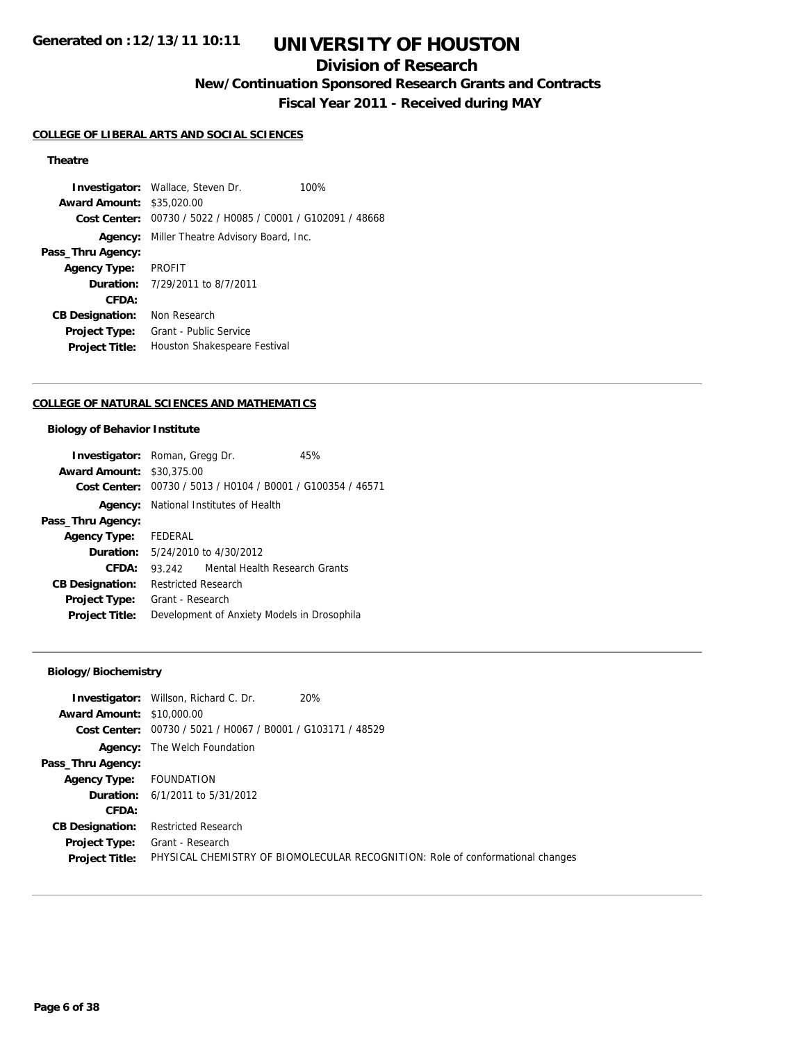# UNIVERSITY OF HOUSTON

## Division of Research

### New/Continuation Sponsored Research Grants and Contracts

### Fiscal Year 2011 - Received during MAY

Generated on :12/13/11 10:11

**COLLEGE OF LIBERAL ARTS AND SOCIAL SCIENCES**

**Theatre**

**Investigator:** Wallace, Steven Dr. 100%
**Award Amount:** $35,020.00
**Cost Center:** 00730 / 5022 / H0085 / C0001 / G102091 / 48668
**Agency:** Miller Theatre Advisory Board, Inc.
**Pass_Thru Agency:**
**Agency Type:** PROFIT
**Duration:** 7/29/2011 to 8/7/2011
**CFDA:**
**CB Designation:** Non Research
**Project Type:** Grant - Public Service
**Project Title:** Houston Shakespeare Festival

---

**COLLEGE OF NATURAL SCIENCES AND MATHEMATICS**

**Biology of Behavior Institute**

**Investigator:** Roman, Gregg Dr. 45%
**Award Amount:** $30,375.00
**Cost Center:** 00730 / 5013 / H0104 / B0001 / G100354 / 46571
**Agency:** National Institutes of Health
**Pass_Thru Agency:**
**Agency Type:** FEDERAL
**Duration:** 5/24/2010 to 4/30/2012
**CFDA:** 93.242 Mental Health Research Grants
**CB Designation:** Restricted Research
**Project Type:** Grant - Research
**Project Title:** Development of Anxiety Models in Drosophila

---

**Biology/Biochemistry**

**Investigator:** Willson, Richard C. Dr. 20%
**Award Amount:** $10,000.00
**Cost Center:** 00730 / 5021 / H0067 / B0001 / G103171 / 48529
**Agency:** The Welch Foundation
**Pass_Thru Agency:**
**Agency Type:** FOUNDATION
**Duration:** 6/1/2011 to 5/31/2012
**CFDA:**
**CB Designation:** Restricted Research
**Project Type:** Grant - Research
**Project Title:** PHYSICAL CHEMISTRY OF BIOMOLECULAR RECOGNITION: Role of conformational changes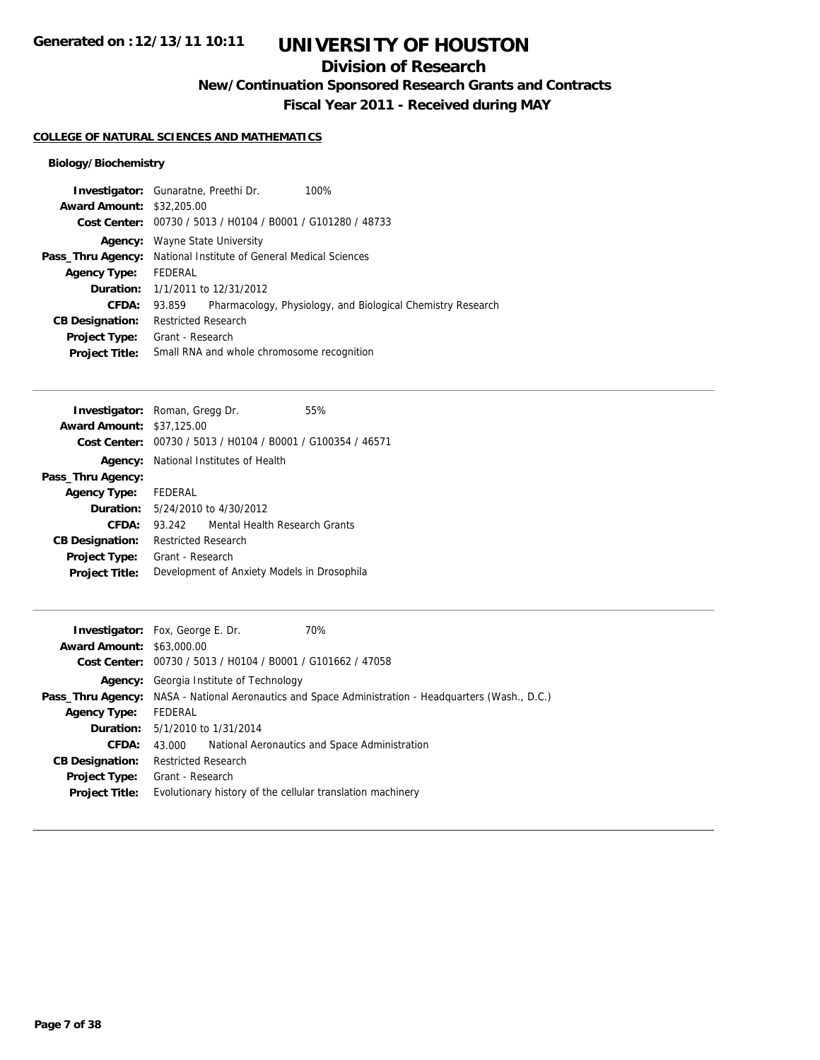**Generated on :12/13/11 10:11**

# UNIVERSITY OF HOUSTON

## Division of Research

### New/Continuation Sponsored Research Grants and Contracts

### Fiscal Year 2011 - Received during MAY

**COLLEGE OF NATURAL SCIENCES AND MATHEMATICS**

**Biology/Biochemistry**

**Investigator:** Gunaratne, Preethi Dr. 100%
**Award Amount:** $32,205.00
**Cost Center:** 00730 / 5013 / H0104 / B0001 / G101280 / 48733
**Agency:** Wayne State University
**Pass_Thru Agency:** National Institute of General Medical Sciences
**Agency Type:** FEDERAL
**Duration:** 1/1/2011 to 12/31/2012
**CFDA:** 93.859 Pharmacology, Physiology, and Biological Chemistry Research
**CB Designation:** Restricted Research
**Project Type:** Grant - Research
**Project Title:** Small RNA and whole chromosome recognition

---

**Investigator:** Roman, Gregg Dr. 55%
**Award Amount:** $37,125.00
**Cost Center:** 00730 / 5013 / H0104 / B0001 / G100354 / 46571
**Agency:** National Institutes of Health
**Pass_Thru Agency:**
**Agency Type:** FEDERAL
**Duration:** 5/24/2010 to 4/30/2012
**CFDA:** 93.242 Mental Health Research Grants
**CB Designation:** Restricted Research
**Project Type:** Grant - Research
**Project Title:** Development of Anxiety Models in Drosophila

---

**Investigator:** Fox, George E. Dr. 70%
**Award Amount:** $63,000.00
**Cost Center:** 00730 / 5013 / H0104 / B0001 / G101662 / 47058
**Agency:** Georgia Institute of Technology
**Pass_Thru Agency:** NASA - National Aeronautics and Space Administration - Headquarters (Wash., D.C.)
**Agency Type:** FEDERAL
**Duration:** 5/1/2010 to 1/31/2014
**CFDA:** 43.000 National Aeronautics and Space Administration
**CB Designation:** Restricted Research
**Project Type:** Grant - Research
**Project Title:** Evolutionary history of the cellular translation machinery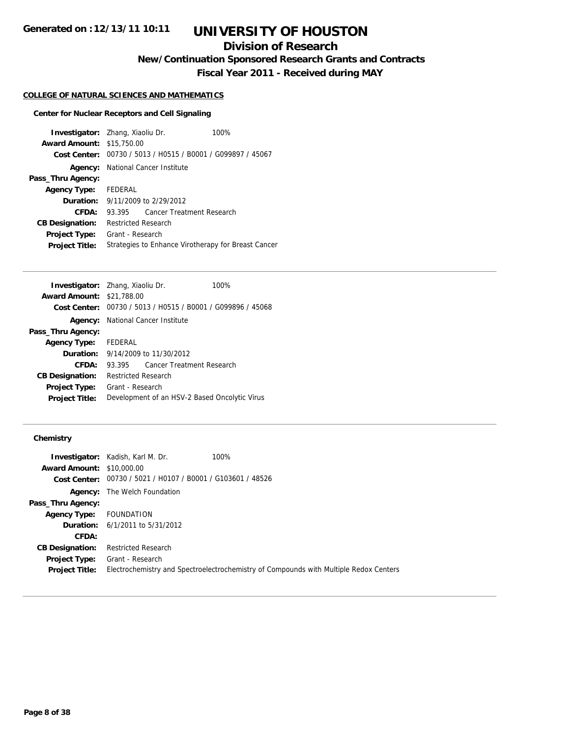# UNIVERSITY OF HOUSTON

## Division of Research

### New/Continuation Sponsored Research Grants and Contracts

### Fiscal Year 2011 - Received during MAY

**Generated on :12/13/11 10:11**

**COLLEGE OF NATURAL SCIENCES AND MATHEMATICS**

**Center for Nuclear Receptors and Cell Signaling**

| | |
|---|---|
| **Investigator:** | Zhang, Xiaoliu Dr. 100% |
| **Award Amount:** | $15,750.00 |
| **Cost Center:** | 00730 / 5013 / H0515 / B0001 / G099897 / 45067 |
| **Agency:** | National Cancer Institute |
| **Pass_Thru Agency:** | |
| **Agency Type:** | FEDERAL |
| **Duration:** | 9/11/2009 to 2/29/2012 |
| **CFDA:** | 93.395 Cancer Treatment Research |
| **CB Designation:** | Restricted Research |
| **Project Type:** | Grant - Research |
| **Project Title:** | Strategies to Enhance Virotherapy for Breast Cancer |

| | |
|---|---|
| **Investigator:** | Zhang, Xiaoliu Dr. 100% |
| **Award Amount:** | $21,788.00 |
| **Cost Center:** | 00730 / 5013 / H0515 / B0001 / G099896 / 45068 |
| **Agency:** | National Cancer Institute |
| **Pass_Thru Agency:** | |
| **Agency Type:** | FEDERAL |
| **Duration:** | 9/14/2009 to 11/30/2012 |
| **CFDA:** | 93.395 Cancer Treatment Research |
| **CB Designation:** | Restricted Research |
| **Project Type:** | Grant - Research |
| **Project Title:** | Development of an HSV-2 Based Oncolytic Virus |

**Chemistry**

| | |
|---|---|
| **Investigator:** | Kadish, Karl M. Dr. 100% |
| **Award Amount:** | $10,000.00 |
| **Cost Center:** | 00730 / 5021 / H0107 / B0001 / G103601 / 48526 |
| **Agency:** | The Welch Foundation |
| **Pass_Thru Agency:** | |
| **Agency Type:** | FOUNDATION |
| **Duration:** | 6/1/2011 to 5/31/2012 |
| **CFDA:** | |
| **CB Designation:** | Restricted Research |
| **Project Type:** | Grant - Research |
| **Project Title:** | Electrochemistry and Spectroelectrochemistry of Compounds with Multiple Redox Centers |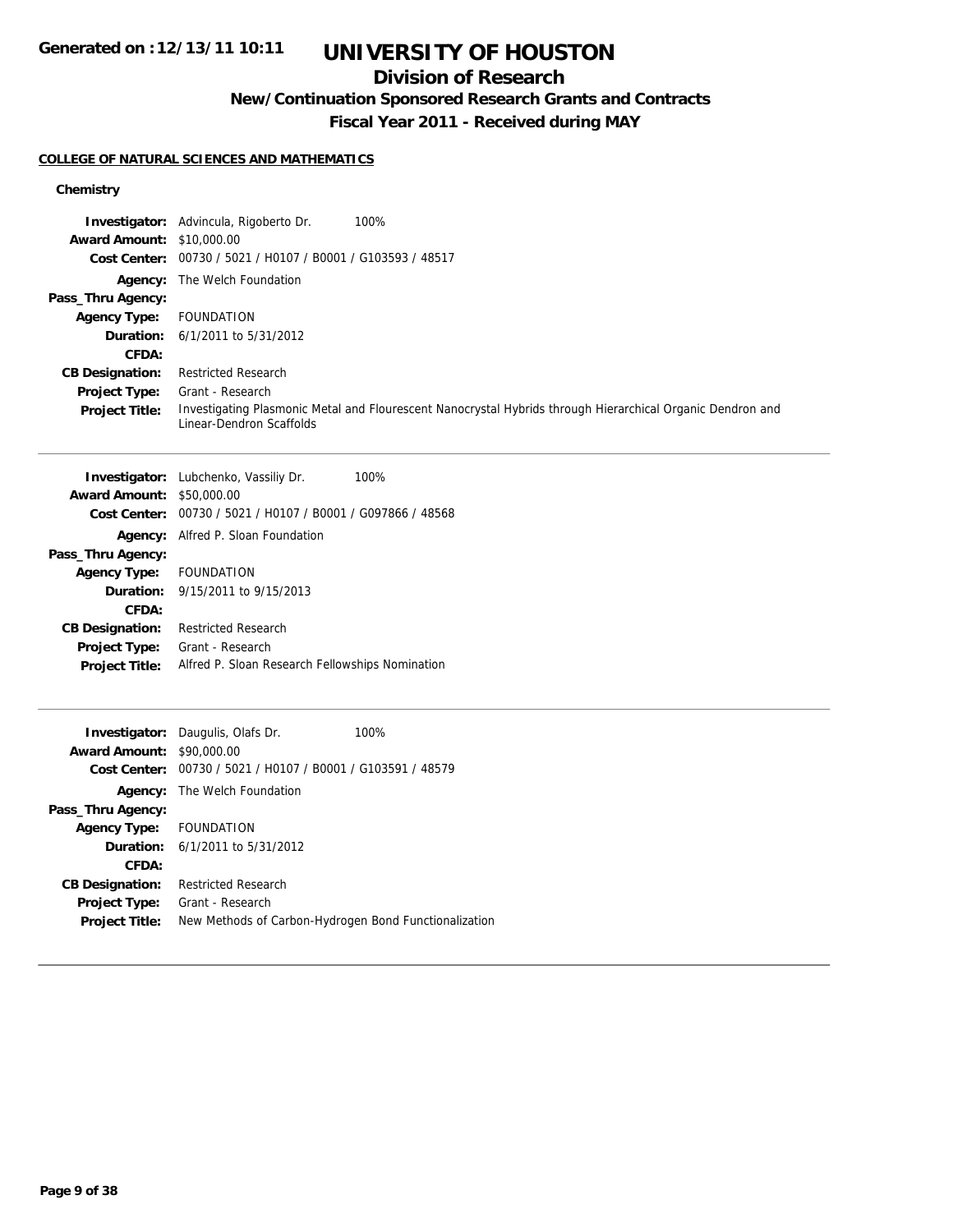**Generated on :12/13/11 10:11**

# UNIVERSITY OF HOUSTON

## Division of Research

### New/Continuation Sponsored Research Grants and Contracts

### Fiscal Year 2011 - Received during MAY

**COLLEGE OF NATURAL SCIENCES AND MATHEMATICS**

**Chemistry**

| | | |
|---|---|---|
| **Investigator:** | Advincula, Rigoberto Dr. | 100% |
| **Award Amount:** | $10,000.00 | |
| **Cost Center:** | 00730 / 5021 / H0107 / B0001 / G103593 / 48517 | |
| **Agency:** | The Welch Foundation | |
| **Pass_Thru Agency:** | | |
| **Agency Type:** | FOUNDATION | |
| **Duration:** | 6/1/2011 to 5/31/2012 | |
| **CFDA:** | | |
| **CB Designation:** | Restricted Research | |
| **Project Type:** | Grant - Research | |
| **Project Title:** | Investigating Plasmonic Metal and Flourescent Nanocrystal Hybrids through Hierarchical Organic Dendron and Linear-Dendron Scaffolds | |

---

| | | |
|---|---|---|
| **Investigator:** | Lubchenko, Vassiliy Dr. | 100% |
| **Award Amount:** | $50,000.00 | |
| **Cost Center:** | 00730 / 5021 / H0107 / B0001 / G097866 / 48568 | |
| **Agency:** | Alfred P. Sloan Foundation | |
| **Pass_Thru Agency:** | | |
| **Agency Type:** | FOUNDATION | |
| **Duration:** | 9/15/2011 to 9/15/2013 | |
| **CFDA:** | | |
| **CB Designation:** | Restricted Research | |
| **Project Type:** | Grant - Research | |
| **Project Title:** | Alfred P. Sloan Research Fellowships Nomination | |

---

| | | |
|---|---|---|
| **Investigator:** | Daugulis, Olafs Dr. | 100% |
| **Award Amount:** | $90,000.00 | |
| **Cost Center:** | 00730 / 5021 / H0107 / B0001 / G103591 / 48579 | |
| **Agency:** | The Welch Foundation | |
| **Pass_Thru Agency:** | | |
| **Agency Type:** | FOUNDATION | |
| **Duration:** | 6/1/2011 to 5/31/2012 | |
| **CFDA:** | | |
| **CB Designation:** | Restricted Research | |
| **Project Type:** | Grant - Research | |
| **Project Title:** | New Methods of Carbon-Hydrogen Bond Functionalization | |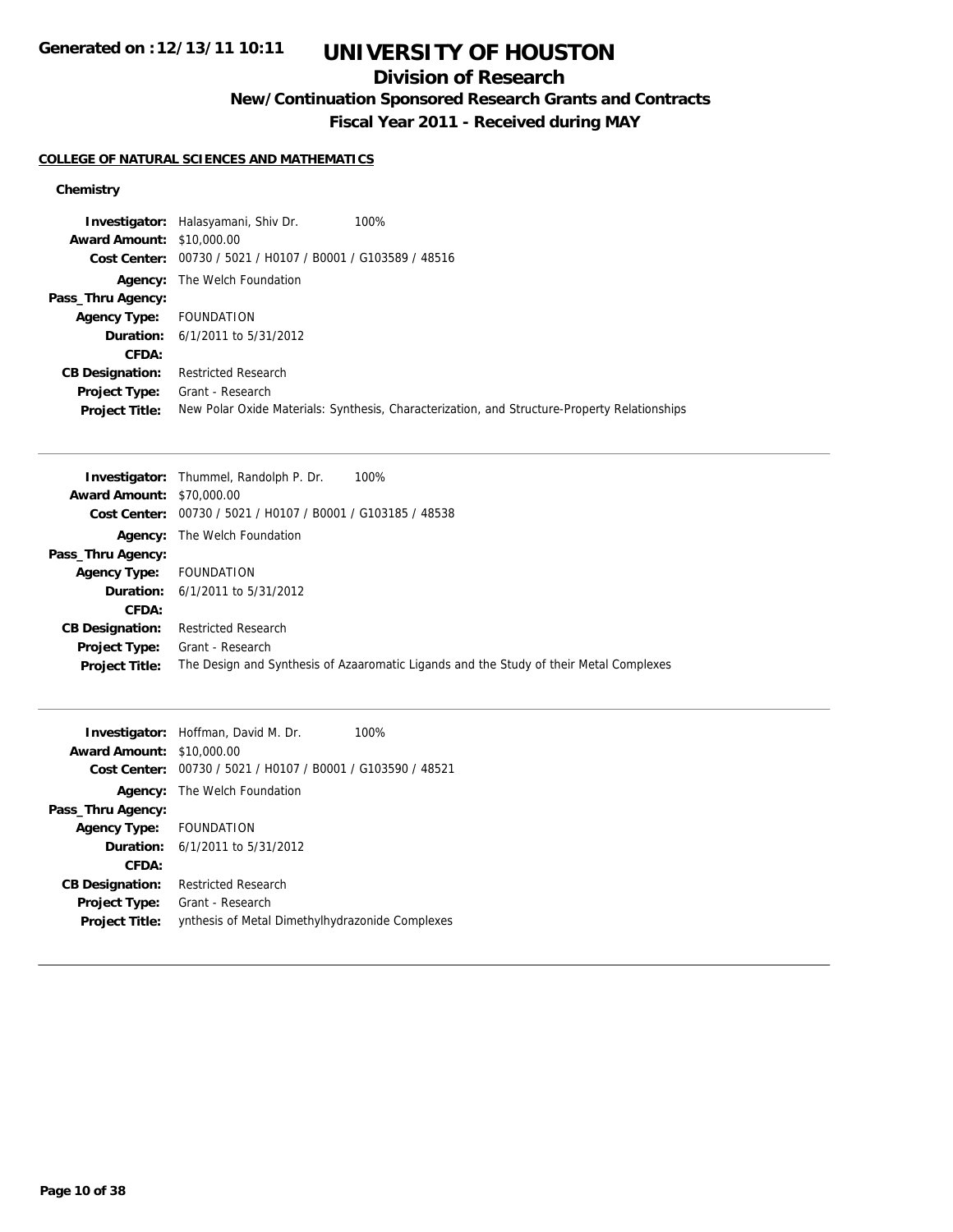# UNIVERSITY OF HOUSTON

## Division of Research

### New/Continuation Sponsored Research Grants and Contracts

### Fiscal Year 2011 - Received during MAY

Generated on :12/13/11 10:11

**COLLEGE OF NATURAL SCIENCES AND MATHEMATICS**

**Chemistry**

**Investigator:** Halasyamani, Shiv Dr. 100%
**Award Amount:** $10,000.00
**Cost Center:** 00730 / 5021 / H0107 / B0001 / G103589 / 48516
**Agency:** The Welch Foundation
**Pass_Thru Agency:**
**Agency Type:** FOUNDATION
**Duration:** 6/1/2011 to 5/31/2012
**CFDA:**
**CB Designation:** Restricted Research
**Project Type:** Grant - Research
**Project Title:** New Polar Oxide Materials: Synthesis, Characterization, and Structure-Property Relationships

---

**Investigator:** Thummel, Randolph P. Dr. 100%
**Award Amount:** $70,000.00
**Cost Center:** 00730 / 5021 / H0107 / B0001 / G103185 / 48538
**Agency:** The Welch Foundation
**Pass_Thru Agency:**
**Agency Type:** FOUNDATION
**Duration:** 6/1/2011 to 5/31/2012
**CFDA:**
**CB Designation:** Restricted Research
**Project Type:** Grant - Research
**Project Title:** The Design and Synthesis of Azaaromatic Ligands and the Study of their Metal Complexes

---

**Investigator:** Hoffman, David M. Dr. 100%
**Award Amount:** $10,000.00
**Cost Center:** 00730 / 5021 / H0107 / B0001 / G103590 / 48521
**Agency:** The Welch Foundation
**Pass_Thru Agency:**
**Agency Type:** FOUNDATION
**Duration:** 6/1/2011 to 5/31/2012
**CFDA:**
**CB Designation:** Restricted Research
**Project Type:** Grant - Research
**Project Title:** ynthesis of Metal Dimethylhydrazonide Complexes

---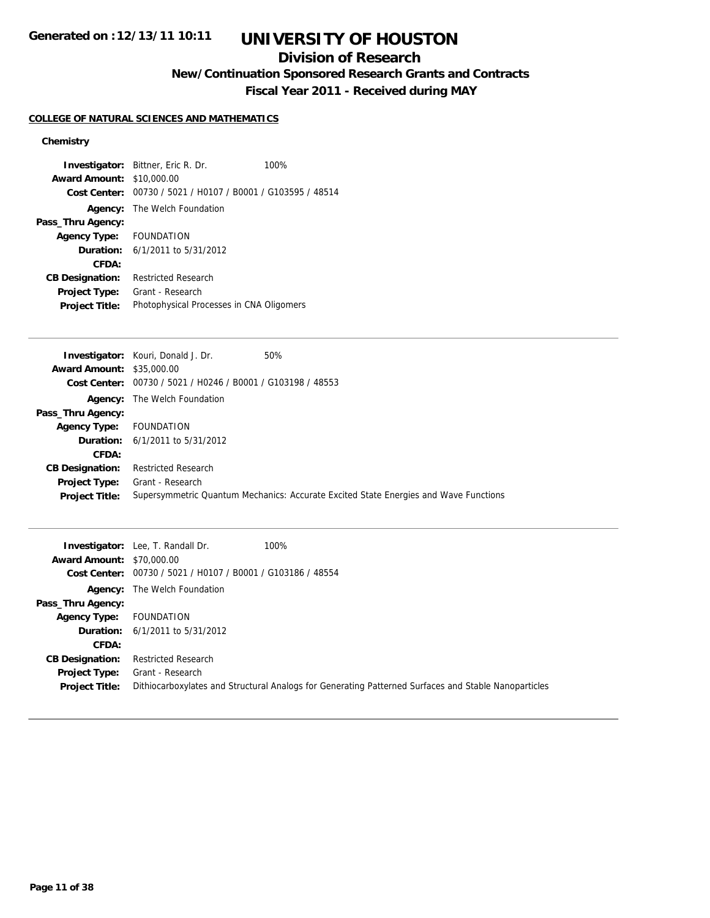# UNIVERSITY OF HOUSTON

## Division of Research

### New/Continuation Sponsored Research Grants and Contracts

### Fiscal Year 2011 - Received during MAY

**Generated on :12/13/11 10:11**

#### COLLEGE OF NATURAL SCIENCES AND MATHEMATICS

**Chemistry**

**Investigator:** Bittner, Eric R. Dr. 100%
**Award Amount:** $10,000.00
**Cost Center:** 00730 / 5021 / H0107 / B0001 / G103595 / 48514
**Agency:** The Welch Foundation
**Pass_Thru Agency:**
**Agency Type:** FOUNDATION
**Duration:** 6/1/2011 to 5/31/2012
**CFDA:**
**CB Designation:** Restricted Research
**Project Type:** Grant - Research
**Project Title:** Photophysical Processes in CNA Oligomers

---

**Investigator:** Kouri, Donald J. Dr. 50%
**Award Amount:** $35,000.00
**Cost Center:** 00730 / 5021 / H0246 / B0001 / G103198 / 48553
**Agency:** The Welch Foundation
**Pass_Thru Agency:**
**Agency Type:** FOUNDATION
**Duration:** 6/1/2011 to 5/31/2012
**CFDA:**
**CB Designation:** Restricted Research
**Project Type:** Grant - Research
**Project Title:** Supersymmetric Quantum Mechanics: Accurate Excited State Energies and Wave Functions

---

**Investigator:** Lee, T. Randall Dr. 100%
**Award Amount:** $70,000.00
**Cost Center:** 00730 / 5021 / H0107 / B0001 / G103186 / 48554
**Agency:** The Welch Foundation
**Pass_Thru Agency:**
**Agency Type:** FOUNDATION
**Duration:** 6/1/2011 to 5/31/2012
**CFDA:**
**CB Designation:** Restricted Research
**Project Type:** Grant - Research
**Project Title:** Dithiocarboxylates and Structural Analogs for Generating Patterned Surfaces and Stable Nanoparticles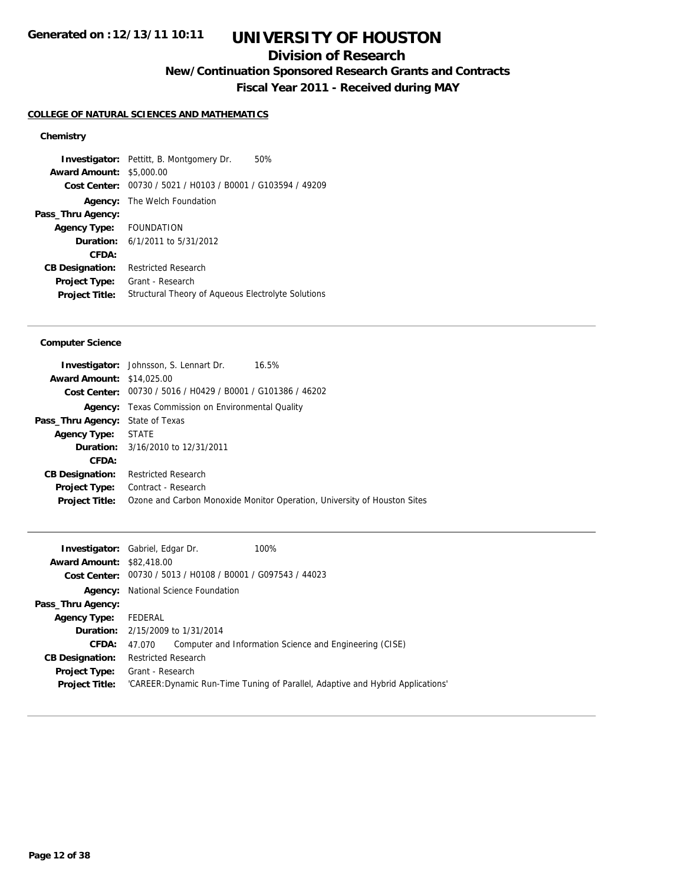**Generated on :12/13/11 10:11**

# UNIVERSITY OF HOUSTON

## Division of Research

### New/Continuation Sponsored Research Grants and Contracts

### Fiscal Year 2011 - Received during MAY

**COLLEGE OF NATURAL SCIENCES AND MATHEMATICS**

#### Chemistry

**Investigator:** Pettitt, B. Montgomery Dr. 50%
**Award Amount:** $5,000.00
**Cost Center:** 00730 / 5021 / H0103 / B0001 / G103594 / 49209
**Agency:** The Welch Foundation
**Pass_Thru Agency:**
**Agency Type:** FOUNDATION
**Duration:** 6/1/2011 to 5/31/2012
**CFDA:**
**CB Designation:** Restricted Research
**Project Type:** Grant - Research
**Project Title:** Structural Theory of Aqueous Electrolyte Solutions

---

#### Computer Science

**Investigator:** Johnsson, S. Lennart Dr. 16.5%
**Award Amount:** $14,025.00
**Cost Center:** 00730 / 5016 / H0429 / B0001 / G101386 / 46202
**Agency:** Texas Commission on Environmental Quality
**Pass_Thru Agency:** State of Texas
**Agency Type:** STATE
**Duration:** 3/16/2010 to 12/31/2011
**CFDA:**
**CB Designation:** Restricted Research
**Project Type:** Contract - Research
**Project Title:** Ozone and Carbon Monoxide Monitor Operation, University of Houston Sites

---

**Investigator:** Gabriel, Edgar Dr. 100%
**Award Amount:** $82,418.00
**Cost Center:** 00730 / 5013 / H0108 / B0001 / G097543 / 44023
**Agency:** National Science Foundation
**Pass_Thru Agency:**
**Agency Type:** FEDERAL
**Duration:** 2/15/2009 to 1/31/2014
**CFDA:** 47.070 Computer and Information Science and Engineering (CISE)
**CB Designation:** Restricted Research
**Project Type:** Grant - Research
**Project Title:** 'CAREER:Dynamic Run-Time Tuning of Parallel, Adaptive and Hybrid Applications'

---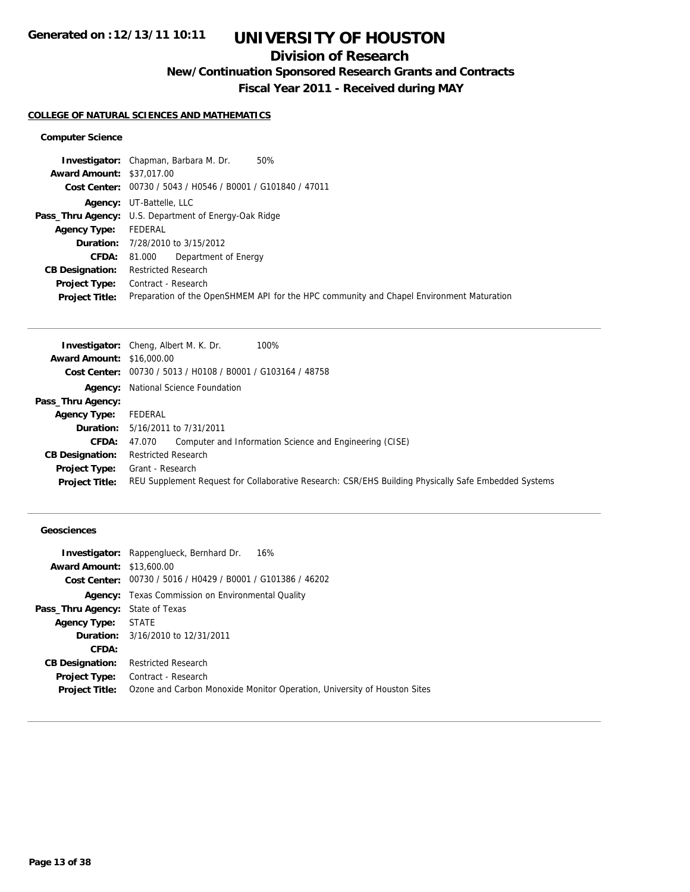# UNIVERSITY OF HOUSTON

## Division of Research

### New/Continuation Sponsored Research Grants and Contracts

### Fiscal Year 2011 - Received during MAY

**Generated on : 12/13/11 10:11**

#### COLLEGE OF NATURAL SCIENCES AND MATHEMATICS

##### Computer Science

| | |
|---|---|
| **Investigator:** | Chapman, Barbara M. Dr. 50% |
| **Award Amount:** | $37,017.00 |
| **Cost Center:** | 00730 / 5043 / H0546 / B0001 / G101840 / 47011 |
| **Agency:** | UT-Battelle, LLC |
| **Pass_Thru Agency:** | U.S. Department of Energy-Oak Ridge |
| **Agency Type:** | FEDERAL |
| **Duration:** | 7/28/2010 to 3/15/2012 |
| **CFDA:** | 81.000 Department of Energy |
| **CB Designation:** | Restricted Research |
| **Project Type:** | Contract - Research |
| **Project Title:** | Preparation of the OpenSHMEM API for the HPC community and Chapel Environment Maturation |

| | |
|---|---|
| **Investigator:** | Cheng, Albert M. K. Dr. 100% |
| **Award Amount:** | $16,000.00 |
| **Cost Center:** | 00730 / 5013 / H0108 / B0001 / G103164 / 48758 |
| **Agency:** | National Science Foundation |
| **Pass_Thru Agency:** | |
| **Agency Type:** | FEDERAL |
| **Duration:** | 5/16/2011 to 7/31/2011 |
| **CFDA:** | 47.070 Computer and Information Science and Engineering (CISE) |
| **CB Designation:** | Restricted Research |
| **Project Type:** | Grant - Research |
| **Project Title:** | REU Supplement Request for Collaborative Research: CSR/EHS Building Physically Safe Embedded Systems |

##### Geosciences

| | |
|---|---|
| **Investigator:** | Rappenglueck, Bernhard Dr. 16% |
| **Award Amount:** | $13,600.00 |
| **Cost Center:** | 00730 / 5016 / H0429 / B0001 / G101386 / 46202 |
| **Agency:** | Texas Commission on Environmental Quality |
| **Pass_Thru Agency:** | State of Texas |
| **Agency Type:** | STATE |
| **Duration:** | 3/16/2010 to 12/31/2011 |
| **CFDA:** | |
| **CB Designation:** | Restricted Research |
| **Project Type:** | Contract - Research |
| **Project Title:** | Ozone and Carbon Monoxide Monitor Operation, University of Houston Sites |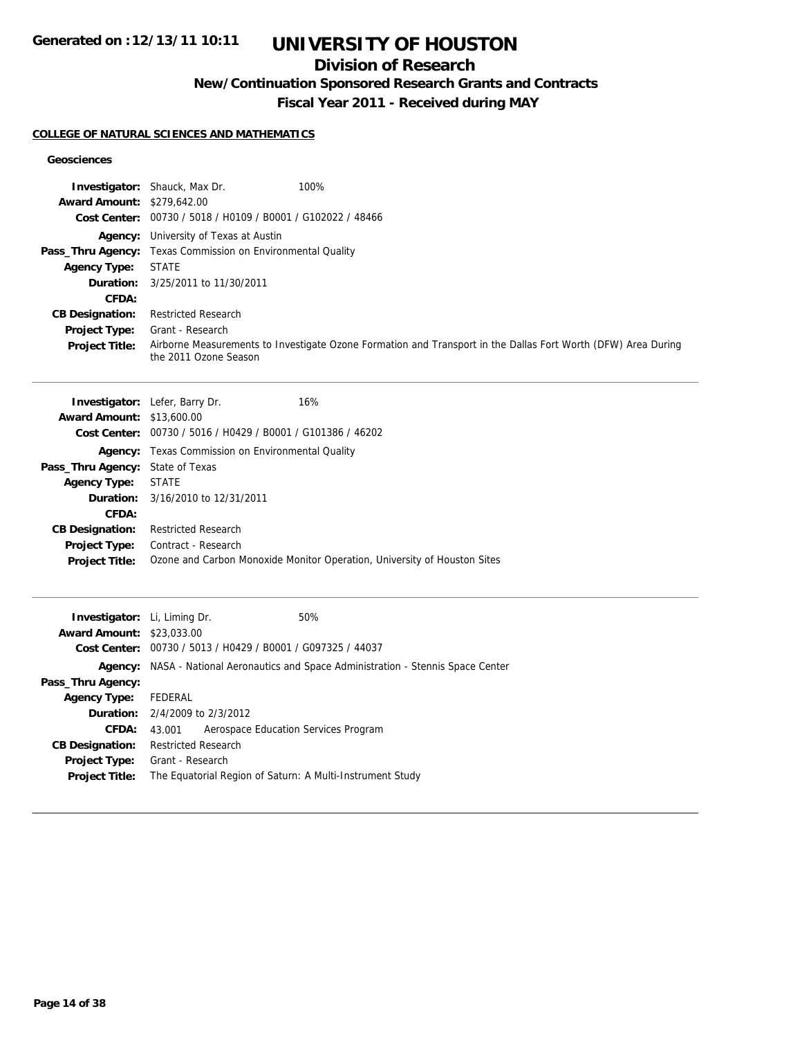# UNIVERSITY OF HOUSTON

## Division of Research

### New/Continuation Sponsored Research Grants and Contracts

### Fiscal Year 2011 - Received during MAY

Generated on :12/13/11 10:11

#### COLLEGE OF NATURAL SCIENCES AND MATHEMATICS

##### Geosciences

**Investigator:** Shauck, Max Dr. 100%
**Award Amount:** $279,642.00
**Cost Center:** 00730 / 5018 / H0109 / B0001 / G102022 / 48466
**Agency:** University of Texas at Austin
**Pass_Thru Agency:** Texas Commission on Environmental Quality
**Agency Type:** STATE
**Duration:** 3/25/2011 to 11/30/2011
**CFDA:**
**CB Designation:** Restricted Research
**Project Type:** Grant - Research
**Project Title:** Airborne Measurements to Investigate Ozone Formation and Transport in the Dallas Fort Worth (DFW) Area During the 2011 Ozone Season

---

**Investigator:** Lefer, Barry Dr. 16%
**Award Amount:** $13,600.00
**Cost Center:** 00730 / 5016 / H0429 / B0001 / G101386 / 46202
**Agency:** Texas Commission on Environmental Quality
**Pass_Thru Agency:** State of Texas
**Agency Type:** STATE
**Duration:** 3/16/2010 to 12/31/2011
**CFDA:**
**CB Designation:** Restricted Research
**Project Type:** Contract - Research
**Project Title:** Ozone and Carbon Monoxide Monitor Operation, University of Houston Sites

---

**Investigator:** Li, Liming Dr. 50%
**Award Amount:** $23,033.00
**Cost Center:** 00730 / 5013 / H0429 / B0001 / G097325 / 44037
**Agency:** NASA - National Aeronautics and Space Administration - Stennis Space Center
**Pass_Thru Agency:**
**Agency Type:** FEDERAL
**Duration:** 2/4/2009 to 2/3/2012
**CFDA:** 43.001 Aerospace Education Services Program
**CB Designation:** Restricted Research
**Project Type:** Grant - Research
**Project Title:** The Equatorial Region of Saturn: A Multi-Instrument Study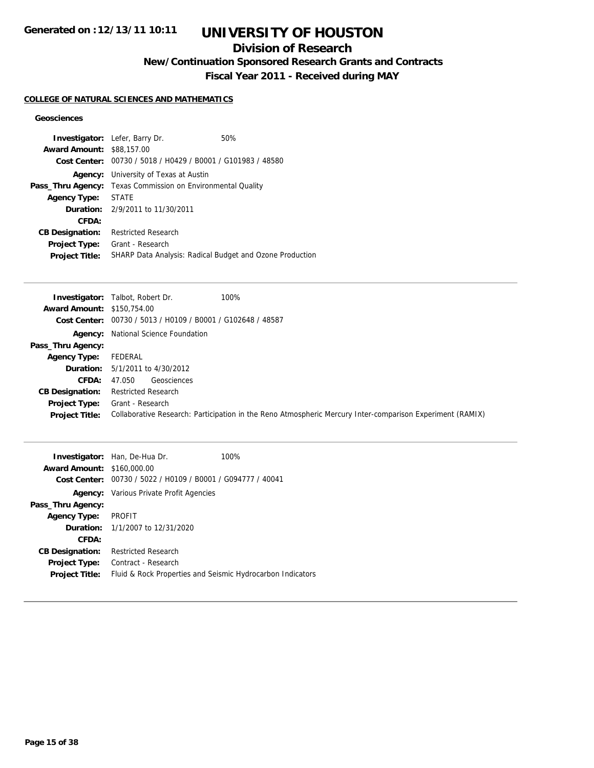# UNIVERSITY OF HOUSTON

## Division of Research

### New/Continuation Sponsored Research Grants and Contracts

### Fiscal Year 2011 - Received during MAY

Generated on :12/13/11 10:11

**COLLEGE OF NATURAL SCIENCES AND MATHEMATICS**

**Geosciences**

**Investigator:** Lefer, Barry Dr. 50%
**Award Amount:** $88,157.00
**Cost Center:** 00730 / 5018 / H0429 / B0001 / G101983 / 48580
**Agency:** University of Texas at Austin
**Pass_Thru Agency:** Texas Commission on Environmental Quality
**Agency Type:** STATE
**Duration:** 2/9/2011 to 11/30/2011
**CFDA:**
**CB Designation:** Restricted Research
**Project Type:** Grant - Research
**Project Title:** SHARP Data Analysis: Radical Budget and Ozone Production

---

**Investigator:** Talbot, Robert Dr. 100%
**Award Amount:** $150,754.00
**Cost Center:** 00730 / 5013 / H0109 / B0001 / G102648 / 48587
**Agency:** National Science Foundation
**Pass_Thru Agency:**
**Agency Type:** FEDERAL
**Duration:** 5/1/2011 to 4/30/2012
**CFDA:** 47.050 Geosciences
**CB Designation:** Restricted Research
**Project Type:** Grant - Research
**Project Title:** Collaborative Research: Participation in the Reno Atmospheric Mercury Inter-comparison Experiment (RAMIX)

---

**Investigator:** Han, De-Hua Dr. 100%
**Award Amount:** $160,000.00
**Cost Center:** 00730 / 5022 / H0109 / B0001 / G094777 / 40041
**Agency:** Various Private Profit Agencies
**Pass_Thru Agency:**
**Agency Type:** PROFIT
**Duration:** 1/1/2007 to 12/31/2020
**CFDA:**
**CB Designation:** Restricted Research
**Project Type:** Contract - Research
**Project Title:** Fluid & Rock Properties and Seismic Hydrocarbon Indicators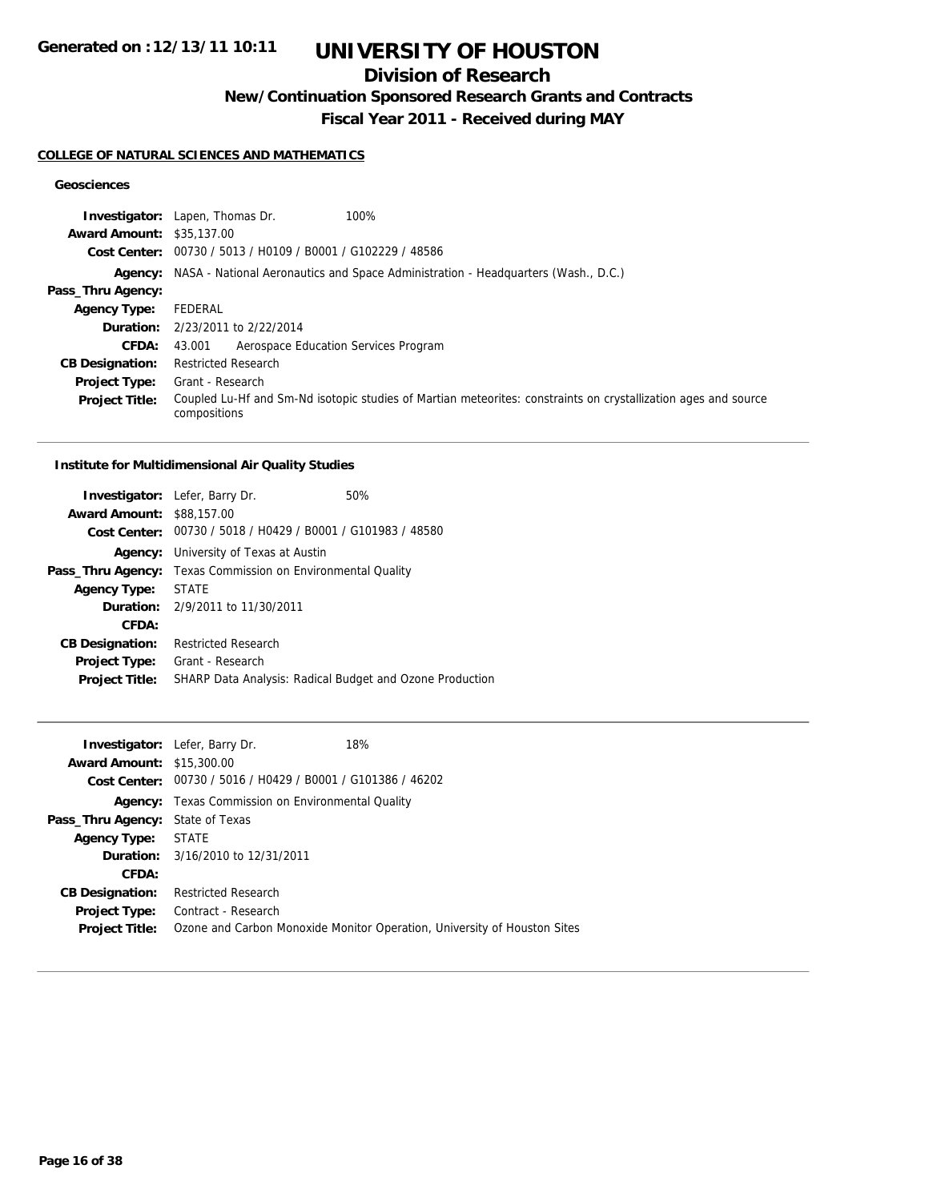# UNIVERSITY OF HOUSTON

## Division of Research

### New/Continuation Sponsored Research Grants and Contracts

### Fiscal Year 2011 - Received during MAY

Generated on :12/13/11 10:11

**COLLEGE OF NATURAL SCIENCES AND MATHEMATICS**

**Geosciences**

**Investigator:** Lapen, Thomas Dr. 100%
**Award Amount:** $35,137.00
**Cost Center:** 00730 / 5013 / H0109 / B0001 / G102229 / 48586
**Agency:** NASA - National Aeronautics and Space Administration - Headquarters (Wash., D.C.)
**Pass_Thru Agency:**
**Agency Type:** FEDERAL
**Duration:** 2/23/2011 to 2/22/2014
**CFDA:** 43.001 Aerospace Education Services Program
**CB Designation:** Restricted Research
**Project Type:** Grant - Research
**Project Title:** Coupled Lu-Hf and Sm-Nd isotopic studies of Martian meteorites: constraints on crystallization ages and source compositions

---

**Institute for Multidimensional Air Quality Studies**

**Investigator:** Lefer, Barry Dr. 50%
**Award Amount:** $88,157.00
**Cost Center:** 00730 / 5018 / H0429 / B0001 / G101983 / 48580
**Agency:** University of Texas at Austin
**Pass_Thru Agency:** Texas Commission on Environmental Quality
**Agency Type:** STATE
**Duration:** 2/9/2011 to 11/30/2011
**CFDA:**
**CB Designation:** Restricted Research
**Project Type:** Grant - Research
**Project Title:** SHARP Data Analysis: Radical Budget and Ozone Production

---

**Investigator:** Lefer, Barry Dr. 18%
**Award Amount:** $15,300.00
**Cost Center:** 00730 / 5016 / H0429 / B0001 / G101386 / 46202
**Agency:** Texas Commission on Environmental Quality
**Pass_Thru Agency:** State of Texas
**Agency Type:** STATE
**Duration:** 3/16/2010 to 12/31/2011
**CFDA:**
**CB Designation:** Restricted Research
**Project Type:** Contract - Research
**Project Title:** Ozone and Carbon Monoxide Monitor Operation, University of Houston Sites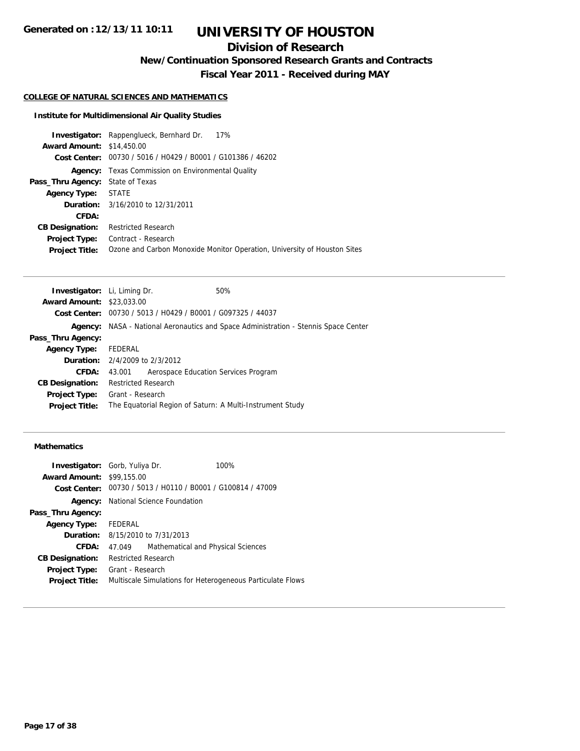# UNIVERSITY OF HOUSTON

## Division of Research

### New/Continuation Sponsored Research Grants and Contracts

### Fiscal Year 2011 - Received during MAY

Generated on :12/13/11 10:11

**COLLEGE OF NATURAL SCIENCES AND MATHEMATICS**

**Institute for Multidimensional Air Quality Studies**

**Investigator:** Rappenglueck, Bernhard Dr. 17%
**Award Amount:** $14,450.00
**Cost Center:** 00730 / 5016 / H0429 / B0001 / G101386 / 46202
**Agency:** Texas Commission on Environmental Quality
**Pass_Thru Agency:** State of Texas
**Agency Type:** STATE
**Duration:** 3/16/2010 to 12/31/2011
**CFDA:**
**CB Designation:** Restricted Research
**Project Type:** Contract - Research
**Project Title:** Ozone and Carbon Monoxide Monitor Operation, University of Houston Sites

---

**Investigator:** Li, Liming Dr. 50%
**Award Amount:** $23,033.00
**Cost Center:** 00730 / 5013 / H0429 / B0001 / G097325 / 44037
**Agency:** NASA - National Aeronautics and Space Administration - Stennis Space Center
**Pass_Thru Agency:**
**Agency Type:** FEDERAL
**Duration:** 2/4/2009 to 2/3/2012
**CFDA:** 43.001 Aerospace Education Services Program
**CB Designation:** Restricted Research
**Project Type:** Grant - Research
**Project Title:** The Equatorial Region of Saturn: A Multi-Instrument Study

---

**Mathematics**

**Investigator:** Gorb, Yuliya Dr. 100%
**Award Amount:** $99,155.00
**Cost Center:** 00730 / 5013 / H0110 / B0001 / G100814 / 47009
**Agency:** National Science Foundation
**Pass_Thru Agency:**
**Agency Type:** FEDERAL
**Duration:** 8/15/2010 to 7/31/2013
**CFDA:** 47.049 Mathematical and Physical Sciences
**CB Designation:** Restricted Research
**Project Type:** Grant - Research
**Project Title:** Multiscale Simulations for Heterogeneous Particulate Flows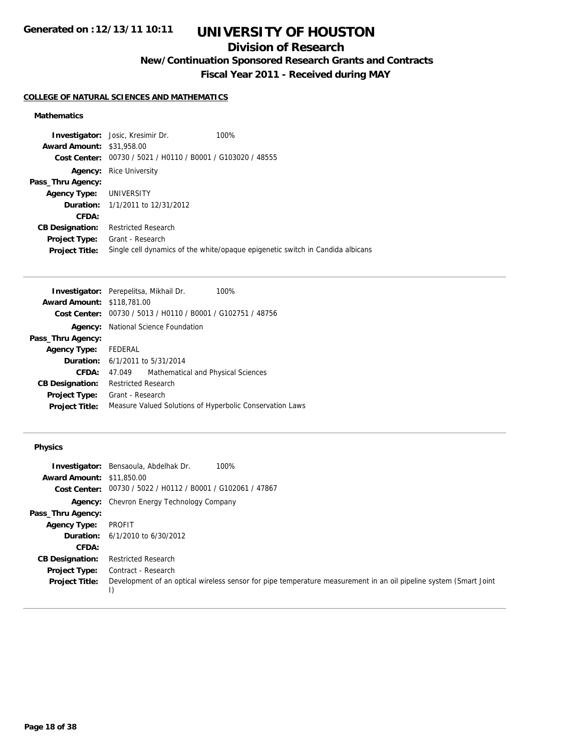# UNIVERSITY OF HOUSTON

## Division of Research

### New/Continuation Sponsored Research Grants and Contracts

### Fiscal Year 2011 - Received during MAY

**COLLEGE OF NATURAL SCIENCES AND MATHEMATICS**

#### Mathematics

**Investigator:** Josic, Kresimir Dr. 100%
**Award Amount:** $31,958.00
**Cost Center:** 00730 / 5021 / H0110 / B0001 / G103020 / 48555
**Agency:** Rice University
**Pass_Thru Agency:**
**Agency Type:** UNIVERSITY
**Duration:** 1/1/2011 to 12/31/2012
**CFDA:**
**CB Designation:** Restricted Research
**Project Type:** Grant - Research
**Project Title:** Single cell dynamics of the white/opaque epigenetic switch in Candida albicans

---

**Investigator:** Perepelitsa, Mikhail Dr. 100%
**Award Amount:** $118,781.00
**Cost Center:** 00730 / 5013 / H0110 / B0001 / G102751 / 48756
**Agency:** National Science Foundation
**Pass_Thru Agency:**
**Agency Type:** FEDERAL
**Duration:** 6/1/2011 to 5/31/2014
**CFDA:** 47.049 Mathematical and Physical Sciences
**CB Designation:** Restricted Research
**Project Type:** Grant - Research
**Project Title:** Measure Valued Solutions of Hyperbolic Conservation Laws

---

#### Physics

**Investigator:** Bensaoula, Abdelhak Dr. 100%
**Award Amount:** $11,850.00
**Cost Center:** 00730 / 5022 / H0112 / B0001 / G102061 / 47867
**Agency:** Chevron Energy Technology Company
**Pass_Thru Agency:**
**Agency Type:** PROFIT
**Duration:** 6/1/2010 to 6/30/2012
**CFDA:**
**CB Designation:** Restricted Research
**Project Type:** Contract - Research
**Project Title:** Development of an optical wireless sensor for pipe temperature measurement in an oil pipeline system (Smart Joint I)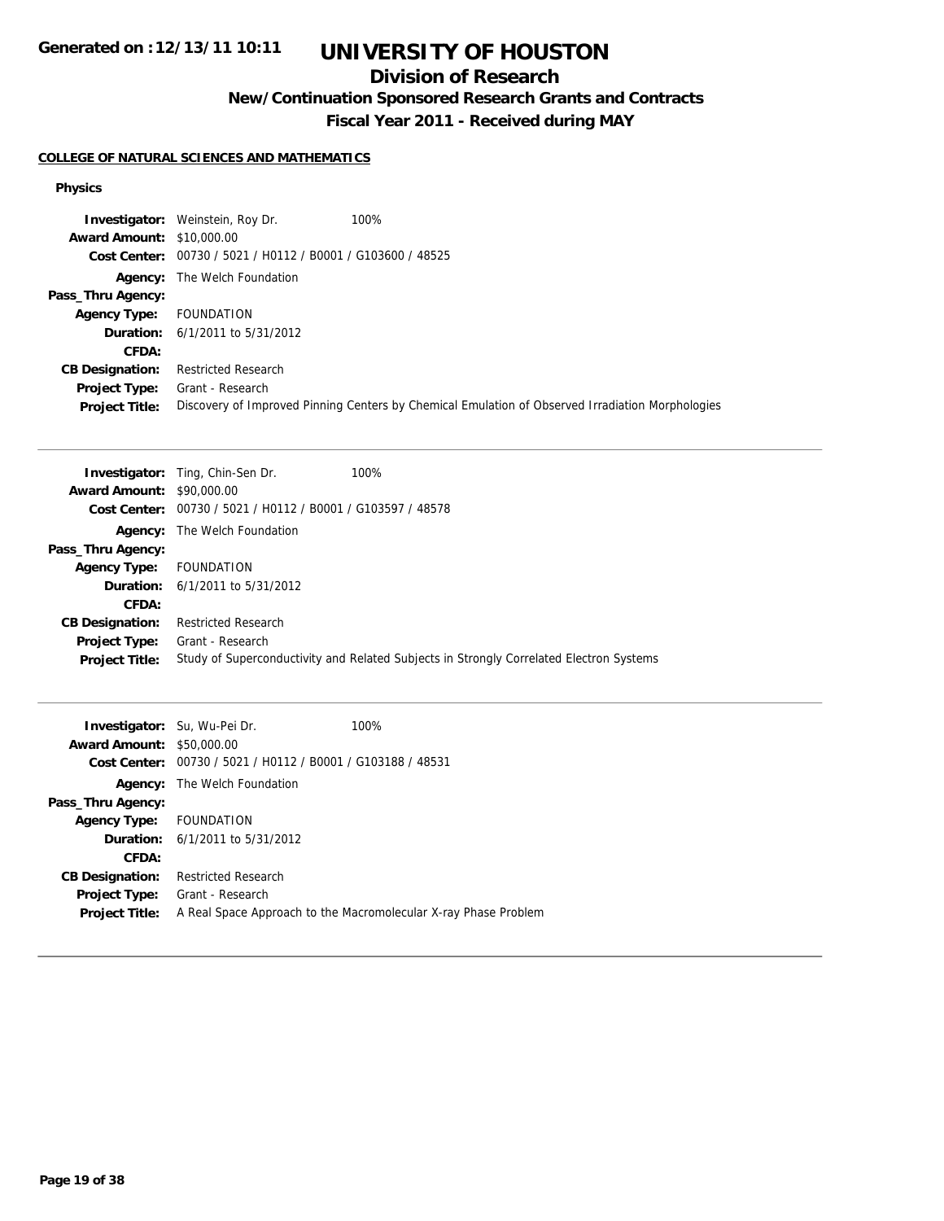Generated on :12/13/11 10:11

# UNIVERSITY OF HOUSTON

## Division of Research

### New/Continuation Sponsored Research Grants and Contracts

### Fiscal Year 2011 - Received during MAY

**COLLEGE OF NATURAL SCIENCES AND MATHEMATICS**

**Physics**

| | | |
|---|---|---|
| **Investigator:** | Weinstein, Roy Dr. | 100% |
| **Award Amount:** | $10,000.00 | |
| **Cost Center:** | 00730 / 5021 / H0112 / B0001 / G103600 / 48525 | |
| **Agency:** | The Welch Foundation | |
| **Pass_Thru Agency:** | | |
| **Agency Type:** | FOUNDATION | |
| **Duration:** | 6/1/2011 to 5/31/2012 | |
| **CFDA:** | | |
| **CB Designation:** | Restricted Research | |
| **Project Type:** | Grant - Research | |
| **Project Title:** | Discovery of Improved Pinning Centers by Chemical Emulation of Observed Irradiation Morphologies | |

---

| | | |
|---|---|---|
| **Investigator:** | Ting, Chin-Sen Dr. | 100% |
| **Award Amount:** | $90,000.00 | |
| **Cost Center:** | 00730 / 5021 / H0112 / B0001 / G103597 / 48578 | |
| **Agency:** | The Welch Foundation | |
| **Pass_Thru Agency:** | | |
| **Agency Type:** | FOUNDATION | |
| **Duration:** | 6/1/2011 to 5/31/2012 | |
| **CFDA:** | | |
| **CB Designation:** | Restricted Research | |
| **Project Type:** | Grant - Research | |
| **Project Title:** | Study of Superconductivity and Related Subjects in Strongly Correlated Electron Systems | |

---

| | | |
|---|---|---|
| **Investigator:** | Su, Wu-Pei Dr. | 100% |
| **Award Amount:** | $50,000.00 | |
| **Cost Center:** | 00730 / 5021 / H0112 / B0001 / G103188 / 48531 | |
| **Agency:** | The Welch Foundation | |
| **Pass_Thru Agency:** | | |
| **Agency Type:** | FOUNDATION | |
| **Duration:** | 6/1/2011 to 5/31/2012 | |
| **CFDA:** | | |
| **CB Designation:** | Restricted Research | |
| **Project Type:** | Grant - Research | |
| **Project Title:** | A Real Space Approach to the Macromolecular X-ray Phase Problem | |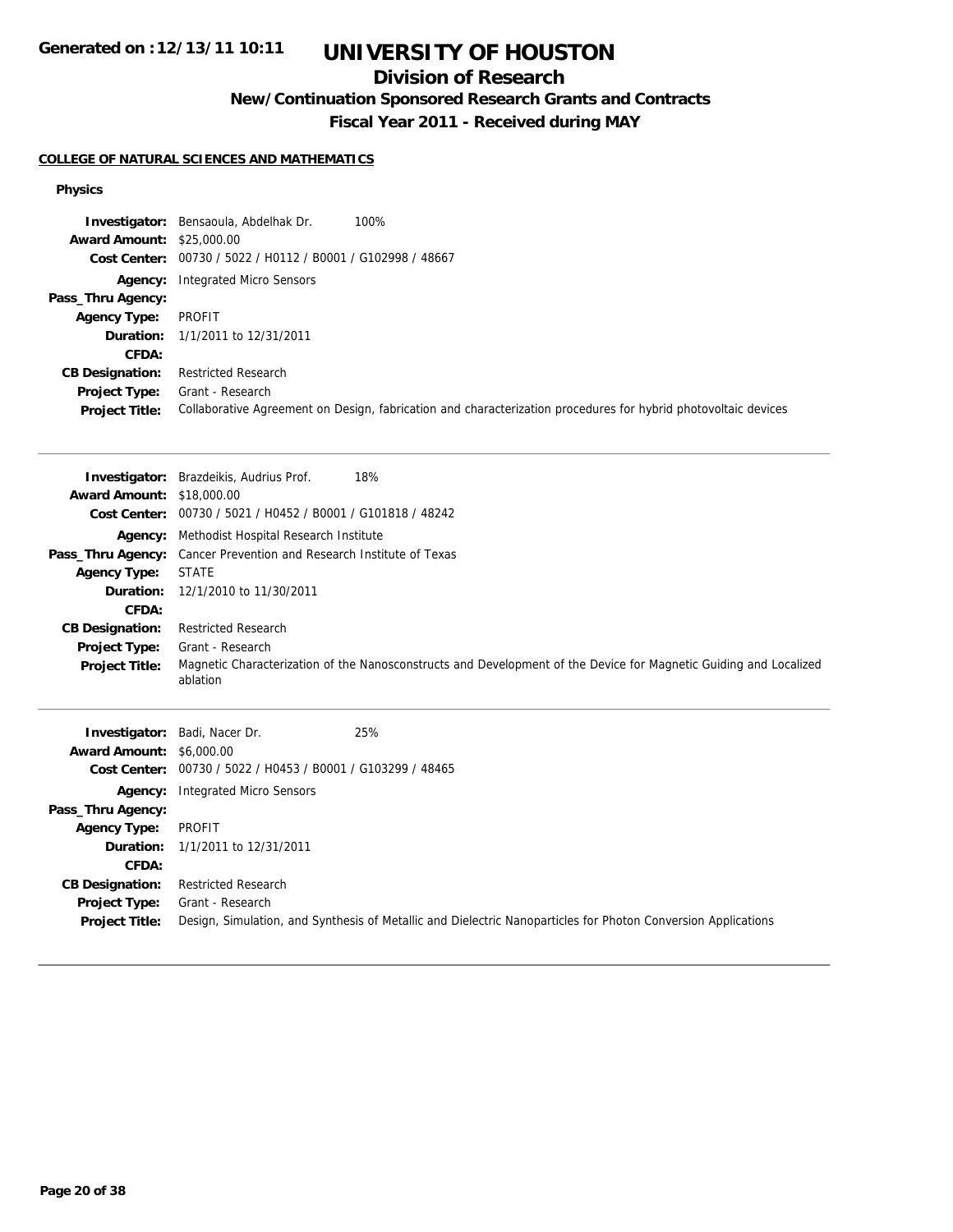# UNIVERSITY OF HOUSTON

## Division of Research

### New/Continuation Sponsored Research Grants and Contracts

### Fiscal Year 2011 - Received during MAY

Generated on :12/13/11 10:11

#### COLLEGE OF NATURAL SCIENCES AND MATHEMATICS

**Physics**

**Investigator:** Bensaoula, Abdelhak Dr. 100%
**Award Amount:** $25,000.00
**Cost Center:** 00730 / 5022 / H0112 / B0001 / G102998 / 48667
**Agency:** Integrated Micro Sensors
**Pass_Thru Agency:**
**Agency Type:** PROFIT
**Duration:** 1/1/2011 to 12/31/2011
**CFDA:**
**CB Designation:** Restricted Research
**Project Type:** Grant - Research
**Project Title:** Collaborative Agreement on Design, fabrication and characterization procedures for hybrid photovoltaic devices

---

**Investigator:** Brazdeikis, Audrius Prof. 18%
**Award Amount:** $18,000.00
**Cost Center:** 00730 / 5021 / H0452 / B0001 / G101818 / 48242
**Agency:** Methodist Hospital Research Institute
**Pass_Thru Agency:** Cancer Prevention and Research Institute of Texas
**Agency Type:** STATE
**Duration:** 12/1/2010 to 11/30/2011
**CFDA:**
**CB Designation:** Restricted Research
**Project Type:** Grant - Research
**Project Title:** Magnetic Characterization of the Nanosconstructs and Development of the Device for Magnetic Guiding and Localized ablation

---

**Investigator:** Badi, Nacer Dr. 25%
**Award Amount:** $6,000.00
**Cost Center:** 00730 / 5022 / H0453 / B0001 / G103299 / 48465
**Agency:** Integrated Micro Sensors
**Pass_Thru Agency:**
**Agency Type:** PROFIT
**Duration:** 1/1/2011 to 12/31/2011
**CFDA:**
**CB Designation:** Restricted Research
**Project Type:** Grant - Research
**Project Title:** Design, Simulation, and Synthesis of Metallic and Dielectric Nanoparticles for Photon Conversion Applications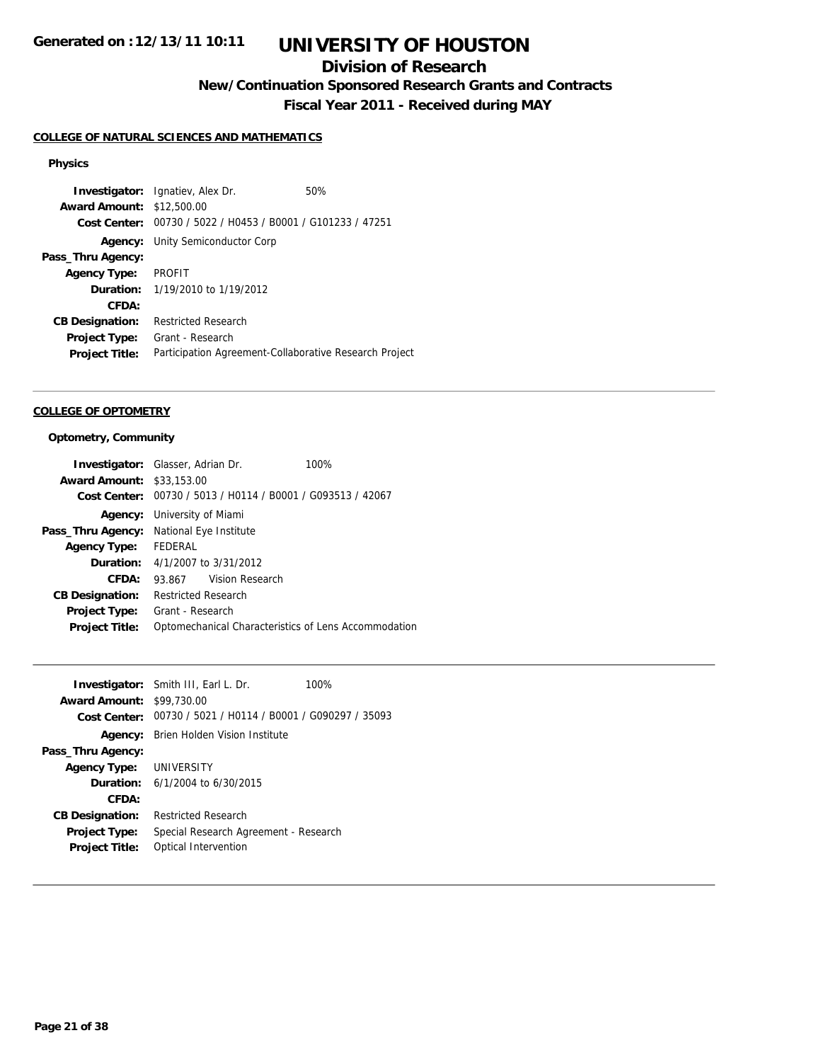**Generated on :12/13/11 10:11**

# UNIVERSITY OF HOUSTON

## Division of Research

### New/Continuation Sponsored Research Grants and Contracts

### Fiscal Year 2011 - Received during MAY

**COLLEGE OF NATURAL SCIENCES AND MATHEMATICS**

**Physics**

| | | |
|---|---|---|
| **Investigator:** | Ignatiev, Alex Dr. | 50% |
| **Award Amount:** | $12,500.00 | |
| **Cost Center:** | 00730 / 5022 / H0453 / B0001 / G101233 / 47251 | |
| **Agency:** | Unity Semiconductor Corp | |
| **Pass_Thru Agency:** | | |
| **Agency Type:** | PROFIT | |
| **Duration:** | 1/19/2010 to 1/19/2012 | |
| **CFDA:** | | |
| **CB Designation:** | Restricted Research | |
| **Project Type:** | Grant - Research | |
| **Project Title:** | Participation Agreement-Collaborative Research Project | |

---

**COLLEGE OF OPTOMETRY**

**Optometry, Community**

| | | |
|---|---|---|
| **Investigator:** | Glasser, Adrian Dr. | 100% |
| **Award Amount:** | $33,153.00 | |
| **Cost Center:** | 00730 / 5013 / H0114 / B0001 / G093513 / 42067 | |
| **Agency:** | University of Miami | |
| **Pass_Thru Agency:** | National Eye Institute | |
| **Agency Type:** | FEDERAL | |
| **Duration:** | 4/1/2007 to 3/31/2012 | |
| **CFDA:** | 93.867 Vision Research | |
| **CB Designation:** | Restricted Research | |
| **Project Type:** | Grant - Research | |
| **Project Title:** | Optomechanical Characteristics of Lens Accommodation | |

---

| | | |
|---|---|---|
| **Investigator:** | Smith III, Earl L. Dr. | 100% |
| **Award Amount:** | $99,730.00 | |
| **Cost Center:** | 00730 / 5021 / H0114 / B0001 / G090297 / 35093 | |
| **Agency:** | Brien Holden Vision Institute | |
| **Pass_Thru Agency:** | | |
| **Agency Type:** | UNIVERSITY | |
| **Duration:** | 6/1/2004 to 6/30/2015 | |
| **CFDA:** | | |
| **CB Designation:** | Restricted Research | |
| **Project Type:** | Special Research Agreement - Research | |
| **Project Title:** | Optical Intervention | |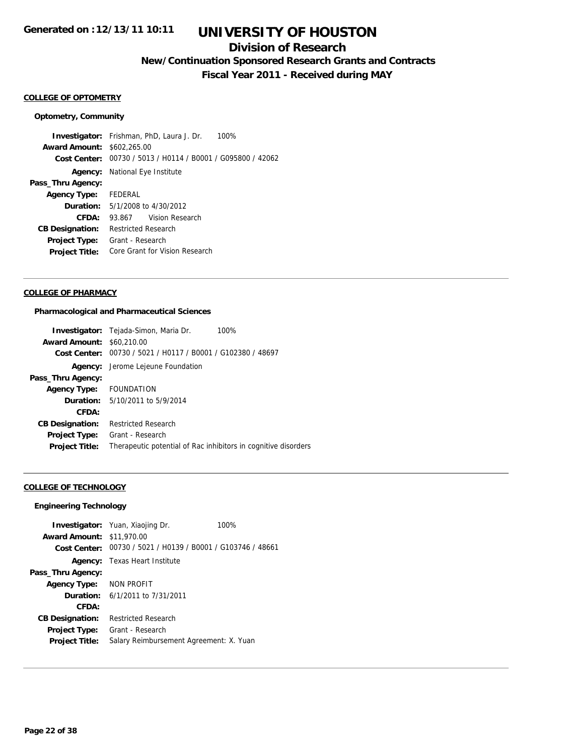# UNIVERSITY OF HOUSTON

## Division of Research

### New/Continuation Sponsored Research Grants and Contracts

### Fiscal Year 2011 - Received during MAY

Generated on :12/13/11 10:11

**COLLEGE OF OPTOMETRY**

**Optometry, Community**

**Investigator:** Frishman, PhD, Laura J. Dr. 100%
**Award Amount:** $602,265.00
**Cost Center:** 00730 / 5013 / H0114 / B0001 / G095800 / 42062
**Agency:** National Eye Institute
**Pass_Thru Agency:**
**Agency Type:** FEDERAL
**Duration:** 5/1/2008 to 4/30/2012
**CFDA:** 93.867 Vision Research
**CB Designation:** Restricted Research
**Project Type:** Grant - Research
**Project Title:** Core Grant for Vision Research

---

**COLLEGE OF PHARMACY**

**Pharmacological and Pharmaceutical Sciences**

**Investigator:** Tejada-Simon, Maria Dr. 100%
**Award Amount:** $60,210.00
**Cost Center:** 00730 / 5021 / H0117 / B0001 / G102380 / 48697
**Agency:** Jerome Lejeune Foundation
**Pass_Thru Agency:**
**Agency Type:** FOUNDATION
**Duration:** 5/10/2011 to 5/9/2014
**CFDA:**
**CB Designation:** Restricted Research
**Project Type:** Grant - Research
**Project Title:** Therapeutic potential of Rac inhibitors in cognitive disorders

---

**COLLEGE OF TECHNOLOGY**

**Engineering Technology**

**Investigator:** Yuan, Xiaojing Dr. 100%
**Award Amount:** $11,970.00
**Cost Center:** 00730 / 5021 / H0139 / B0001 / G103746 / 48661
**Agency:** Texas Heart Institute
**Pass_Thru Agency:**
**Agency Type:** NON PROFIT
**Duration:** 6/1/2011 to 7/31/2011
**CFDA:**
**CB Designation:** Restricted Research
**Project Type:** Grant - Research
**Project Title:** Salary Reimbursement Agreement: X. Yuan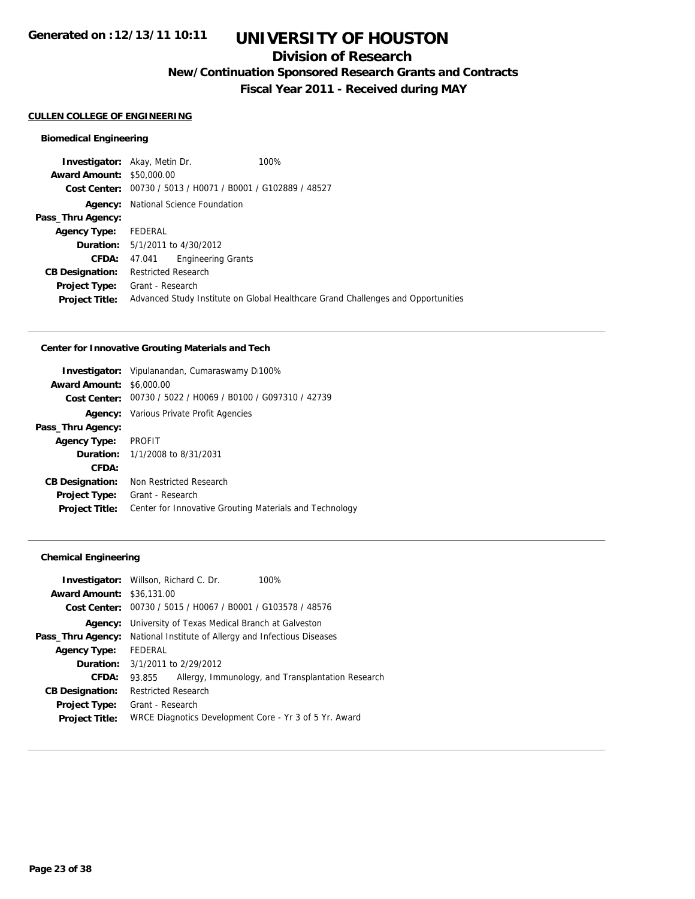# UNIVERSITY OF HOUSTON

## Division of Research

### New/Continuation Sponsored Research Grants and Contracts

### Fiscal Year 2011 - Received during MAY

Generated on :12/13/11 10:11

**CULLEN COLLEGE OF ENGINEERING**

#### Biomedical Engineering

| | |
|---|---|
| **Investigator:** | Akay, Metin Dr. 100% |
| **Award Amount:** | $50,000.00 |
| **Cost Center:** | 00730 / 5013 / H0071 / B0001 / G102889 / 48527 |
| **Agency:** | National Science Foundation |
| **Pass_Thru Agency:** | |
| **Agency Type:** | FEDERAL |
| **Duration:** | 5/1/2011 to 4/30/2012 |
| **CFDA:** | 47.041 Engineering Grants |
| **CB Designation:** | Restricted Research |
| **Project Type:** | Grant - Research |
| **Project Title:** | Advanced Study Institute on Global Healthcare Grand Challenges and Opportunities |

#### Center for Innovative Grouting Materials and Tech

| | |
|---|---|
| **Investigator:** | Vipulanandan, Cumaraswamy D 100% |
| **Award Amount:** | $6,000.00 |
| **Cost Center:** | 00730 / 5022 / H0069 / B0100 / G097310 / 42739 |
| **Agency:** | Various Private Profit Agencies |
| **Pass_Thru Agency:** | |
| **Agency Type:** | PROFIT |
| **Duration:** | 1/1/2008 to 8/31/2031 |
| **CFDA:** | |
| **CB Designation:** | Non Restricted Research |
| **Project Type:** | Grant - Research |
| **Project Title:** | Center for Innovative Grouting Materials and Technology |

#### Chemical Engineering

| | |
|---|---|
| **Investigator:** | Willson, Richard C. Dr. 100% |
| **Award Amount:** | $36,131.00 |
| **Cost Center:** | 00730 / 5015 / H0067 / B0001 / G103578 / 48576 |
| **Agency:** | University of Texas Medical Branch at Galveston |
| **Pass_Thru Agency:** | National Institute of Allergy and Infectious Diseases |
| **Agency Type:** | FEDERAL |
| **Duration:** | 3/1/2011 to 2/29/2012 |
| **CFDA:** | 93.855 Allergy, Immunology, and Transplantation Research |
| **CB Designation:** | Restricted Research |
| **Project Type:** | Grant - Research |
| **Project Title:** | WRCE Diagnotics Development Core - Yr 3 of 5 Yr. Award |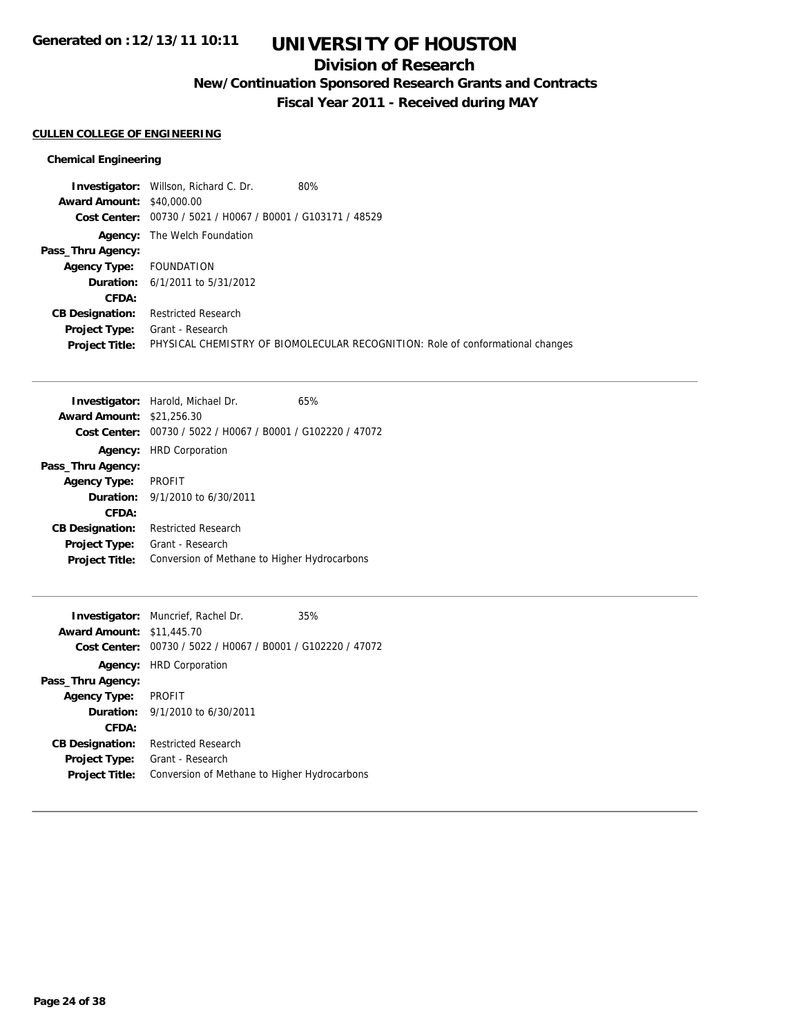# UNIVERSITY OF HOUSTON

## Division of Research

### New/Continuation Sponsored Research Grants and Contracts

### Fiscal Year 2011 - Received during MAY

Generated on :12/13/11 10:11

**CULLEN COLLEGE OF ENGINEERING**

**Chemical Engineering**

**Investigator:** Willson, Richard C. Dr. 80%
**Award Amount:** $40,000.00
**Cost Center:** 00730 / 5021 / H0067 / B0001 / G103171 / 48529
**Agency:** The Welch Foundation
**Pass_Thru Agency:**
**Agency Type:** FOUNDATION
**Duration:** 6/1/2011 to 5/31/2012
**CFDA:**
**CB Designation:** Restricted Research
**Project Type:** Grant - Research
**Project Title:** PHYSICAL CHEMISTRY OF BIOMOLECULAR RECOGNITION: Role of conformational changes

---

**Investigator:** Harold, Michael Dr. 65%
**Award Amount:** $21,256.30
**Cost Center:** 00730 / 5022 / H0067 / B0001 / G102220 / 47072
**Agency:** HRD Corporation
**Pass_Thru Agency:**
**Agency Type:** PROFIT
**Duration:** 9/1/2010 to 6/30/2011
**CFDA:**
**CB Designation:** Restricted Research
**Project Type:** Grant - Research
**Project Title:** Conversion of Methane to Higher Hydrocarbons

---

**Investigator:** Muncrief, Rachel Dr. 35%
**Award Amount:** $11,445.70
**Cost Center:** 00730 / 5022 / H0067 / B0001 / G102220 / 47072
**Agency:** HRD Corporation
**Pass_Thru Agency:**
**Agency Type:** PROFIT
**Duration:** 9/1/2010 to 6/30/2011
**CFDA:**
**CB Designation:** Restricted Research
**Project Type:** Grant - Research
**Project Title:** Conversion of Methane to Higher Hydrocarbons

---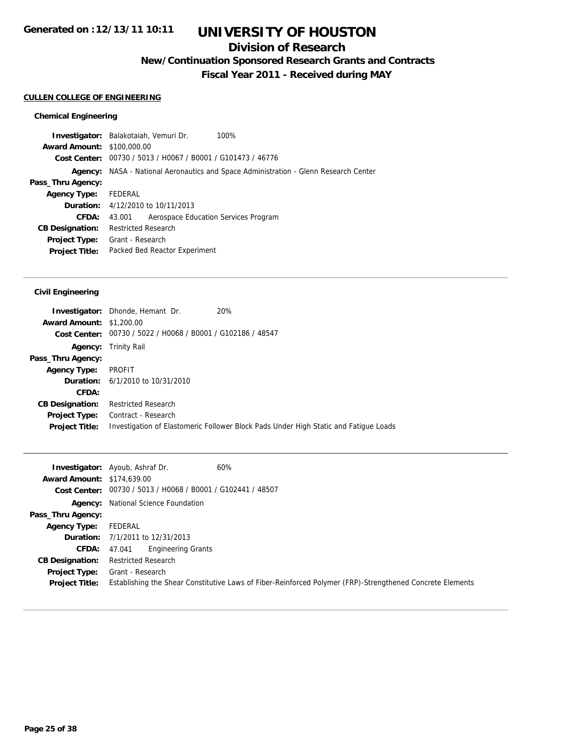**Generated on :12/13/11 10:11**

# UNIVERSITY OF HOUSTON

## Division of Research

### New/Continuation Sponsored Research Grants and Contracts

### Fiscal Year 2011 - Received during MAY

**CULLEN COLLEGE OF ENGINEERING**

**Chemical Engineering**

**Investigator:** Balakotaiah, Vemuri Dr. 100%
**Award Amount:** $100,000.00
**Cost Center:** 00730 / 5013 / H0067 / B0001 / G101473 / 46776
**Agency:** NASA - National Aeronautics and Space Administration - Glenn Research Center
**Pass_Thru Agency:**
**Agency Type:** FEDERAL
**Duration:** 4/12/2010 to 10/11/2013
**CFDA:** 43.001 Aerospace Education Services Program
**CB Designation:** Restricted Research
**Project Type:** Grant - Research
**Project Title:** Packed Bed Reactor Experiment

---

**Civil Engineering**

**Investigator:** Dhonde, Hemant Dr. 20%
**Award Amount:** $1,200.00
**Cost Center:** 00730 / 5022 / H0068 / B0001 / G102186 / 48547
**Agency:** Trinity Rail
**Pass_Thru Agency:**
**Agency Type:** PROFIT
**Duration:** 6/1/2010 to 10/31/2010
**CFDA:**
**CB Designation:** Restricted Research
**Project Type:** Contract - Research
**Project Title:** Investigation of Elastomeric Follower Block Pads Under High Static and Fatigue Loads

---

**Investigator:** Ayoub, Ashraf Dr. 60%
**Award Amount:** $174,639.00
**Cost Center:** 00730 / 5013 / H0068 / B0001 / G102441 / 48507
**Agency:** National Science Foundation
**Pass_Thru Agency:**
**Agency Type:** FEDERAL
**Duration:** 7/1/2011 to 12/31/2013
**CFDA:** 47.041 Engineering Grants
**CB Designation:** Restricted Research
**Project Type:** Grant - Research
**Project Title:** Establishing the Shear Constitutive Laws of Fiber-Reinforced Polymer (FRP)-Strengthened Concrete Elements

---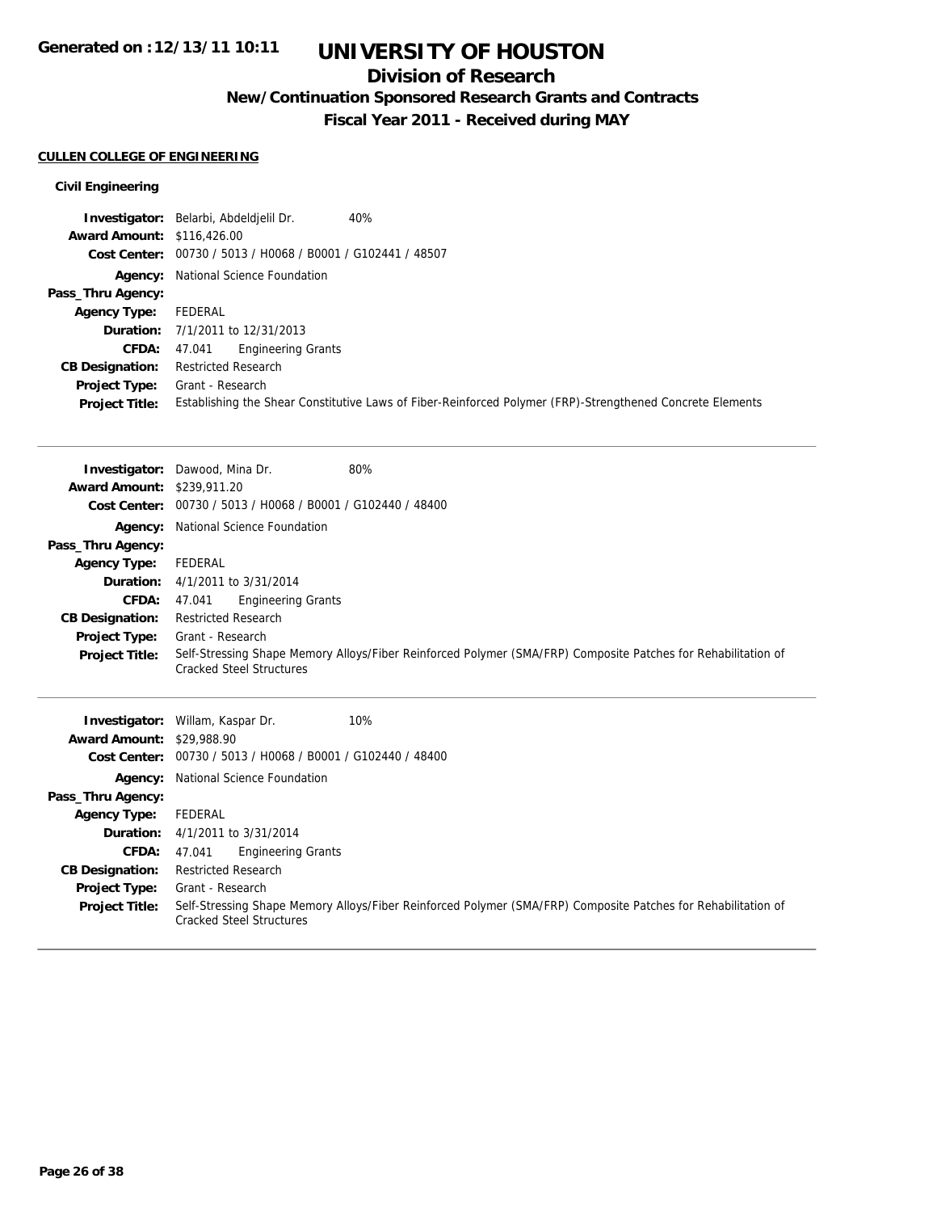**Generated on :12/13/11 10:11**

# UNIVERSITY OF HOUSTON

## Division of Research

### New/Continuation Sponsored Research Grants and Contracts

### Fiscal Year 2011 - Received during MAY

**CULLEN COLLEGE OF ENGINEERING**

**Civil Engineering**

**Investigator:** Belarbi, Abdeldjelil Dr. 40%
**Award Amount:** $116,426.00
**Cost Center:** 00730 / 5013 / H0068 / B0001 / G102441 / 48507
**Agency:** National Science Foundation
**Pass_Thru Agency:**
**Agency Type:** FEDERAL
**Duration:** 7/1/2011 to 12/31/2013
**CFDA:** 47.041 Engineering Grants
**CB Designation:** Restricted Research
**Project Type:** Grant - Research
**Project Title:** Establishing the Shear Constitutive Laws of Fiber-Reinforced Polymer (FRP)-Strengthened Concrete Elements

---

**Investigator:** Dawood, Mina Dr. 80%
**Award Amount:** $239,911.20
**Cost Center:** 00730 / 5013 / H0068 / B0001 / G102440 / 48400
**Agency:** National Science Foundation
**Pass_Thru Agency:**
**Agency Type:** FEDERAL
**Duration:** 4/1/2011 to 3/31/2014
**CFDA:** 47.041 Engineering Grants
**CB Designation:** Restricted Research
**Project Type:** Grant - Research
**Project Title:** Self-Stressing Shape Memory Alloys/Fiber Reinforced Polymer (SMA/FRP) Composite Patches for Rehabilitation of Cracked Steel Structures

---

**Investigator:** Willam, Kaspar Dr. 10%
**Award Amount:** $29,988.90
**Cost Center:** 00730 / 5013 / H0068 / B0001 / G102440 / 48400
**Agency:** National Science Foundation
**Pass_Thru Agency:**
**Agency Type:** FEDERAL
**Duration:** 4/1/2011 to 3/31/2014
**CFDA:** 47.041 Engineering Grants
**CB Designation:** Restricted Research
**Project Type:** Grant - Research
**Project Title:** Self-Stressing Shape Memory Alloys/Fiber Reinforced Polymer (SMA/FRP) Composite Patches for Rehabilitation of Cracked Steel Structures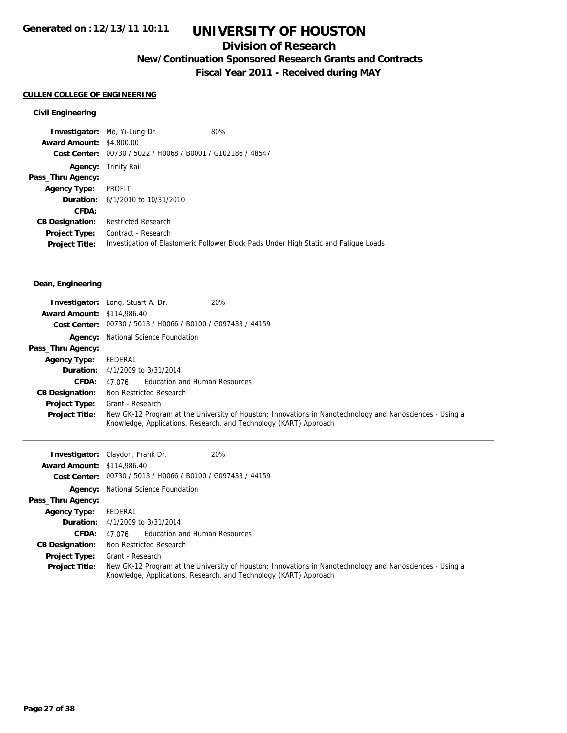**Generated on :12/13/11 10:11**

# UNIVERSITY OF HOUSTON

## Division of Research

### New/Continuation Sponsored Research Grants and Contracts

### Fiscal Year 2011 - Received during MAY

**CULLEN COLLEGE OF ENGINEERING**

#### Civil Engineering

| | |
|---|---|
| **Investigator:** | Mo, Yi-Lung Dr. 80% |
| **Award Amount:** | $4,800.00 |
| **Cost Center:** | 00730 / 5022 / H0068 / B0001 / G102186 / 48547 |
| **Agency:** | Trinity Rail |
| **Pass_Thru Agency:** | |
| **Agency Type:** | PROFIT |
| **Duration:** | 6/1/2010 to 10/31/2010 |
| **CFDA:** | |
| **CB Designation:** | Restricted Research |
| **Project Type:** | Contract - Research |
| **Project Title:** | Investigation of Elastomeric Follower Block Pads Under High Static and Fatigue Loads |

#### Dean, Engineering

| | |
|---|---|
| **Investigator:** | Long, Stuart A. Dr. 20% |
| **Award Amount:** | $114,986.40 |
| **Cost Center:** | 00730 / 5013 / H0066 / B0100 / G097433 / 44159 |
| **Agency:** | National Science Foundation |
| **Pass_Thru Agency:** | |
| **Agency Type:** | FEDERAL |
| **Duration:** | 4/1/2009 to 3/31/2014 |
| **CFDA:** | 47.076 Education and Human Resources |
| **CB Designation:** | Non Restricted Research |
| **Project Type:** | Grant - Research |
| **Project Title:** | New GK-12 Program at the University of Houston: Innovations in Nanotechnology and Nanosciences - Using a Knowledge, Applications, Research, and Technology (KART) Approach |

| | |
|---|---|
| **Investigator:** | Claydon, Frank Dr. 20% |
| **Award Amount:** | $114,986.40 |
| **Cost Center:** | 00730 / 5013 / H0066 / B0100 / G097433 / 44159 |
| **Agency:** | National Science Foundation |
| **Pass_Thru Agency:** | |
| **Agency Type:** | FEDERAL |
| **Duration:** | 4/1/2009 to 3/31/2014 |
| **CFDA:** | 47.076 Education and Human Resources |
| **CB Designation:** | Non Restricted Research |
| **Project Type:** | Grant - Research |
| **Project Title:** | New GK-12 Program at the University of Houston: Innovations in Nanotechnology and Nanosciences - Using a Knowledge, Applications, Research, and Technology (KART) Approach |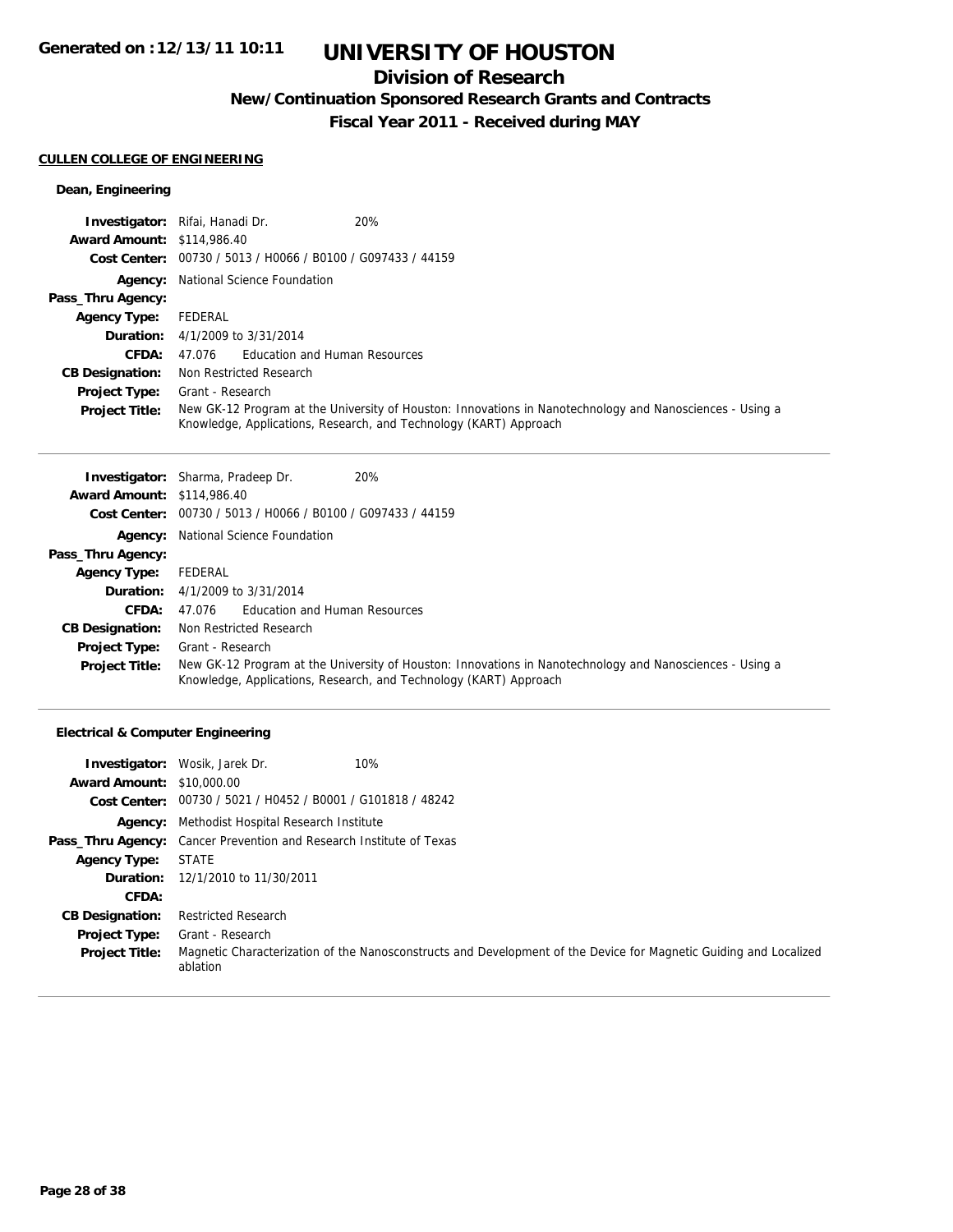# UNIVERSITY OF HOUSTON

## Division of Research

### New/Continuation Sponsored Research Grants and Contracts

### Fiscal Year 2011 - Received during MAY

Generated on :12/13/11 10:11

**CULLEN COLLEGE OF ENGINEERING**

**Dean, Engineering**

| | | |
|---|---|---|
| **Investigator:** | Rifai, Hanadi Dr. | 20% |
| **Award Amount:** | $114,986.40 | |
| **Cost Center:** | 00730 / 5013 / H0066 / B0100 / G097433 / 44159 | |
| **Agency:** | National Science Foundation | |
| **Pass_Thru Agency:** | | |
| **Agency Type:** | FEDERAL | |
| **Duration:** | 4/1/2009 to 3/31/2014 | |
| **CFDA:** | 47.076 Education and Human Resources | |
| **CB Designation:** | Non Restricted Research | |
| **Project Type:** | Grant - Research | |
| **Project Title:** | New GK-12 Program at the University of Houston: Innovations in Nanotechnology and Nanosciences - Using a Knowledge, Applications, Research, and Technology (KART) Approach | |

| | | |
|---|---|---|
| **Investigator:** | Sharma, Pradeep Dr. | 20% |
| **Award Amount:** | $114,986.40 | |
| **Cost Center:** | 00730 / 5013 / H0066 / B0100 / G097433 / 44159 | |
| **Agency:** | National Science Foundation | |
| **Pass_Thru Agency:** | | |
| **Agency Type:** | FEDERAL | |
| **Duration:** | 4/1/2009 to 3/31/2014 | |
| **CFDA:** | 47.076 Education and Human Resources | |
| **CB Designation:** | Non Restricted Research | |
| **Project Type:** | Grant - Research | |
| **Project Title:** | New GK-12 Program at the University of Houston: Innovations in Nanotechnology and Nanosciences - Using a Knowledge, Applications, Research, and Technology (KART) Approach | |

**Electrical & Computer Engineering**

| | | |
|---|---|---|
| **Investigator:** | Wosik, Jarek Dr. | 10% |
| **Award Amount:** | $10,000.00 | |
| **Cost Center:** | 00730 / 5021 / H0452 / B0001 / G101818 / 48242 | |
| **Agency:** | Methodist Hospital Research Institute | |
| **Pass_Thru Agency:** | Cancer Prevention and Research Institute of Texas | |
| **Agency Type:** | STATE | |
| **Duration:** | 12/1/2010 to 11/30/2011 | |
| **CFDA:** | | |
| **CB Designation:** | Restricted Research | |
| **Project Type:** | Grant - Research | |
| **Project Title:** | Magnetic Characterization of the Nanosconstructs and Development of the Device for Magnetic Guiding and Localized ablation | |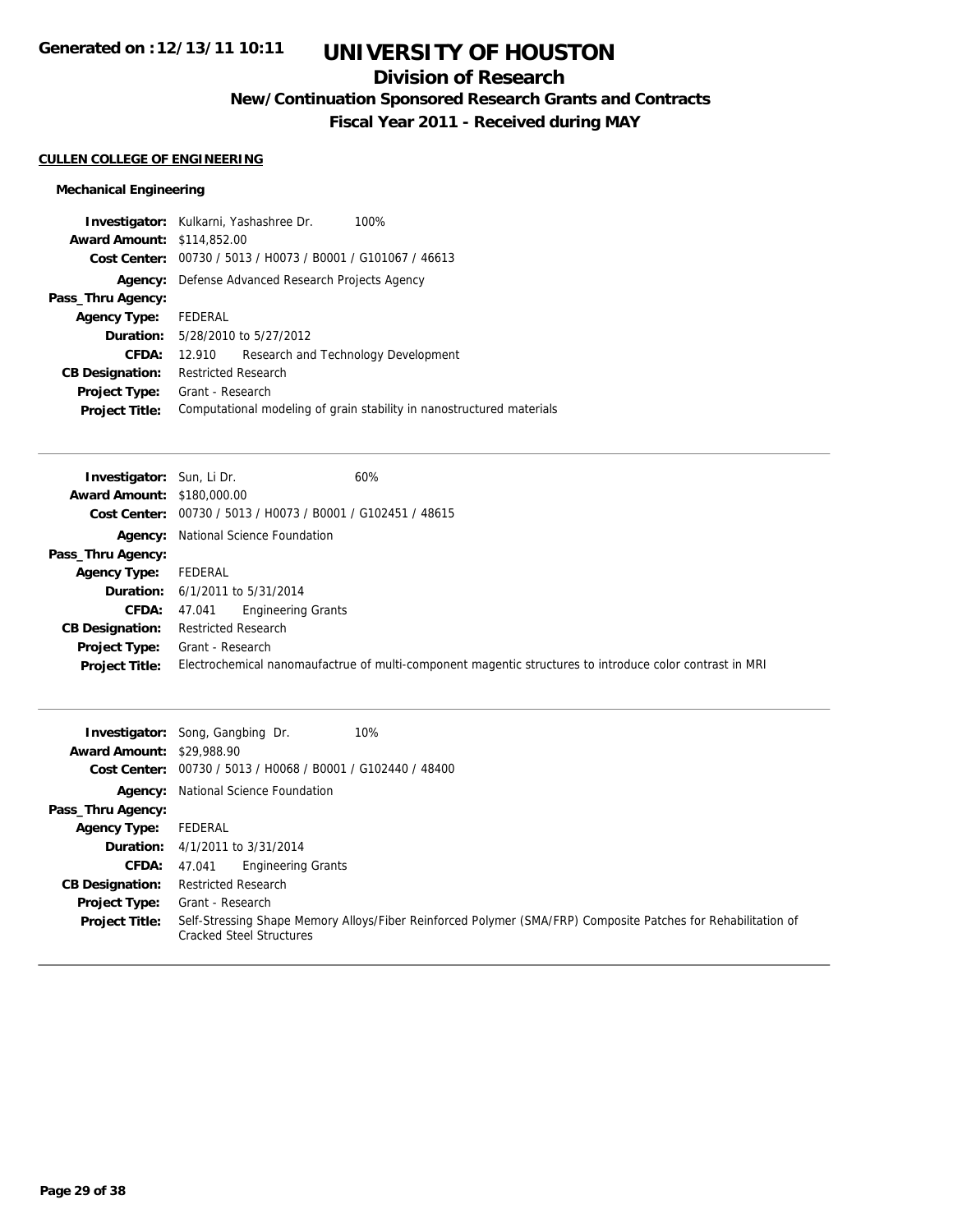**Generated on :12/13/11 10:11**

# UNIVERSITY OF HOUSTON

## Division of Research

### New/Continuation Sponsored Research Grants and Contracts

### Fiscal Year 2011 - Received during MAY

**CULLEN COLLEGE OF ENGINEERING**

**Mechanical Engineering**

| | |
|---|---|
| **Investigator:** | Kulkarni, Yashashree Dr. 100% |
| **Award Amount:** | $114,852.00 |
| **Cost Center:** | 00730 / 5013 / H0073 / B0001 / G101067 / 46613 |
| **Agency:** | Defense Advanced Research Projects Agency |
| **Pass_Thru Agency:** | |
| **Agency Type:** | FEDERAL |
| **Duration:** | 5/28/2010 to 5/27/2012 |
| **CFDA:** | 12.910 Research and Technology Development |
| **CB Designation:** | Restricted Research |
| **Project Type:** | Grant - Research |
| **Project Title:** | Computational modeling of grain stability in nanostructured materials |

---

| | |
|---|---|
| **Investigator:** | Sun, Li Dr. 60% |
| **Award Amount:** | $180,000.00 |
| **Cost Center:** | 00730 / 5013 / H0073 / B0001 / G102451 / 48615 |
| **Agency:** | National Science Foundation |
| **Pass_Thru Agency:** | |
| **Agency Type:** | FEDERAL |
| **Duration:** | 6/1/2011 to 5/31/2014 |
| **CFDA:** | 47.041 Engineering Grants |
| **CB Designation:** | Restricted Research |
| **Project Type:** | Grant - Research |
| **Project Title:** | Electrochemical nanomaufactrue of multi-component magentic structures to introduce color contrast in MRI |

---

| | |
|---|---|
| **Investigator:** | Song, Gangbing Dr. 10% |
| **Award Amount:** | $29,988.90 |
| **Cost Center:** | 00730 / 5013 / H0068 / B0001 / G102440 / 48400 |
| **Agency:** | National Science Foundation |
| **Pass_Thru Agency:** | |
| **Agency Type:** | FEDERAL |
| **Duration:** | 4/1/2011 to 3/31/2014 |
| **CFDA:** | 47.041 Engineering Grants |
| **CB Designation:** | Restricted Research |
| **Project Type:** | Grant - Research |
| **Project Title:** | Self-Stressing Shape Memory Alloys/Fiber Reinforced Polymer (SMA/FRP) Composite Patches for Rehabilitation of Cracked Steel Structures |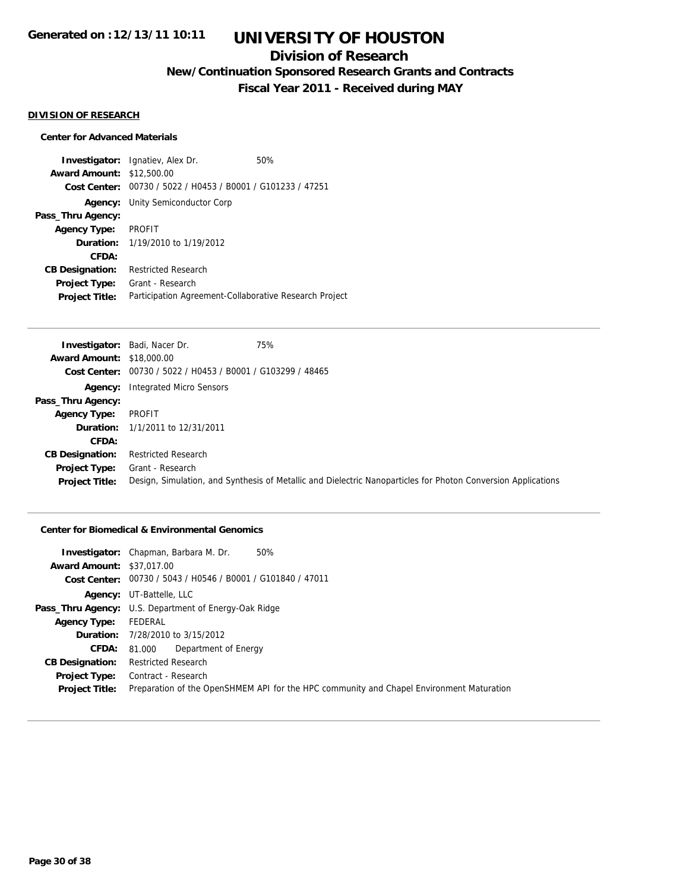# UNIVERSITY OF HOUSTON

## Division of Research

### New/Continuation Sponsored Research Grants and Contracts

### Fiscal Year 2011 - Received during MAY

Generated on :12/13/11 10:11

**DIVISION OF RESEARCH**

**Center for Advanced Materials**

| | |
|---|---|
| **Investigator:** | Ignatiev, Alex Dr. 50% |
| **Award Amount:** | $12,500.00 |
| **Cost Center:** | 00730 / 5022 / H0453 / B0001 / G101233 / 47251 |
| **Agency:** | Unity Semiconductor Corp |
| **Pass_Thru Agency:** | |
| **Agency Type:** | PROFIT |
| **Duration:** | 1/19/2010 to 1/19/2012 |
| **CFDA:** | |
| **CB Designation:** | Restricted Research |
| **Project Type:** | Grant - Research |
| **Project Title:** | Participation Agreement-Collaborative Research Project |

| | |
|---|---|
| **Investigator:** | Badi, Nacer Dr. 75% |
| **Award Amount:** | $18,000.00 |
| **Cost Center:** | 00730 / 5022 / H0453 / B0001 / G103299 / 48465 |
| **Agency:** | Integrated Micro Sensors |
| **Pass_Thru Agency:** | |
| **Agency Type:** | PROFIT |
| **Duration:** | 1/1/2011 to 12/31/2011 |
| **CFDA:** | |
| **CB Designation:** | Restricted Research |
| **Project Type:** | Grant - Research |
| **Project Title:** | Design, Simulation, and Synthesis of Metallic and Dielectric Nanoparticles for Photon Conversion Applications |

**Center for Biomedical & Environmental Genomics**

| | |
|---|---|
| **Investigator:** | Chapman, Barbara M. Dr. 50% |
| **Award Amount:** | $37,017.00 |
| **Cost Center:** | 00730 / 5043 / H0546 / B0001 / G101840 / 47011 |
| **Agency:** | UT-Battelle, LLC |
| **Pass_Thru Agency:** | U.S. Department of Energy-Oak Ridge |
| **Agency Type:** | FEDERAL |
| **Duration:** | 7/28/2010 to 3/15/2012 |
| **CFDA:** | 81.000 Department of Energy |
| **CB Designation:** | Restricted Research |
| **Project Type:** | Contract - Research |
| **Project Title:** | Preparation of the OpenSHMEM API for the HPC community and Chapel Environment Maturation |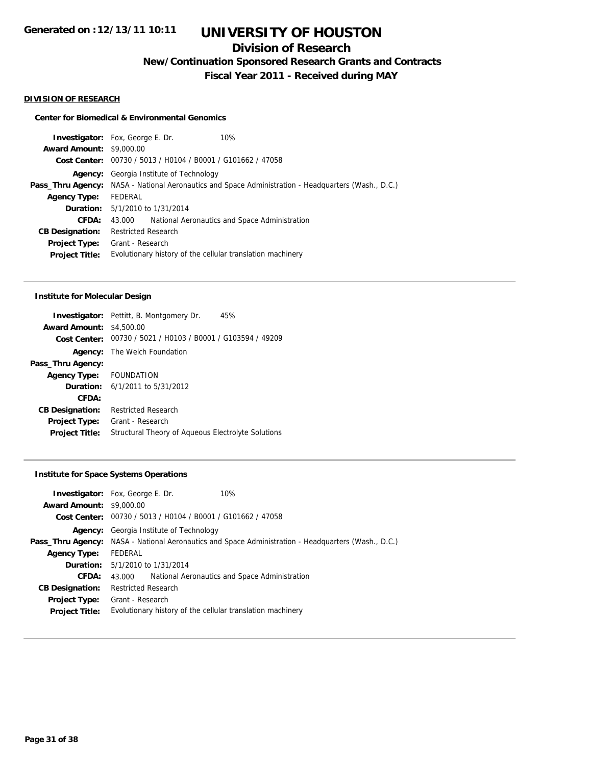**Generated on :12/13/11 10:11**

# UNIVERSITY OF HOUSTON

## Division of Research

### New/Continuation Sponsored Research Grants and Contracts

### Fiscal Year 2011 - Received during MAY

**DIVISION OF RESEARCH**

**Center for Biomedical & Environmental Genomics**

**Investigator:** Fox, George E. Dr. 10%
**Award Amount:** $9,000.00
**Cost Center:** 00730 / 5013 / H0104 / B0001 / G101662 / 47058
**Agency:** Georgia Institute of Technology
**Pass_Thru Agency:** NASA - National Aeronautics and Space Administration - Headquarters (Wash., D.C.)
**Agency Type:** FEDERAL
**Duration:** 5/1/2010 to 1/31/2014
**CFDA:** 43.000 National Aeronautics and Space Administration
**CB Designation:** Restricted Research
**Project Type:** Grant - Research
**Project Title:** Evolutionary history of the cellular translation machinery

---

**Institute for Molecular Design**

**Investigator:** Pettitt, B. Montgomery Dr. 45%
**Award Amount:** $4,500.00
**Cost Center:** 00730 / 5021 / H0103 / B0001 / G103594 / 49209
**Agency:** The Welch Foundation
**Pass_Thru Agency:**
**Agency Type:** FOUNDATION
**Duration:** 6/1/2011 to 5/31/2012
**CFDA:**
**CB Designation:** Restricted Research
**Project Type:** Grant - Research
**Project Title:** Structural Theory of Aqueous Electrolyte Solutions

---

**Institute for Space Systems Operations**

**Investigator:** Fox, George E. Dr. 10%
**Award Amount:** $9,000.00
**Cost Center:** 00730 / 5013 / H0104 / B0001 / G101662 / 47058
**Agency:** Georgia Institute of Technology
**Pass_Thru Agency:** NASA - National Aeronautics and Space Administration - Headquarters (Wash., D.C.)
**Agency Type:** FEDERAL
**Duration:** 5/1/2010 to 1/31/2014
**CFDA:** 43.000 National Aeronautics and Space Administration
**CB Designation:** Restricted Research
**Project Type:** Grant - Research
**Project Title:** Evolutionary history of the cellular translation machinery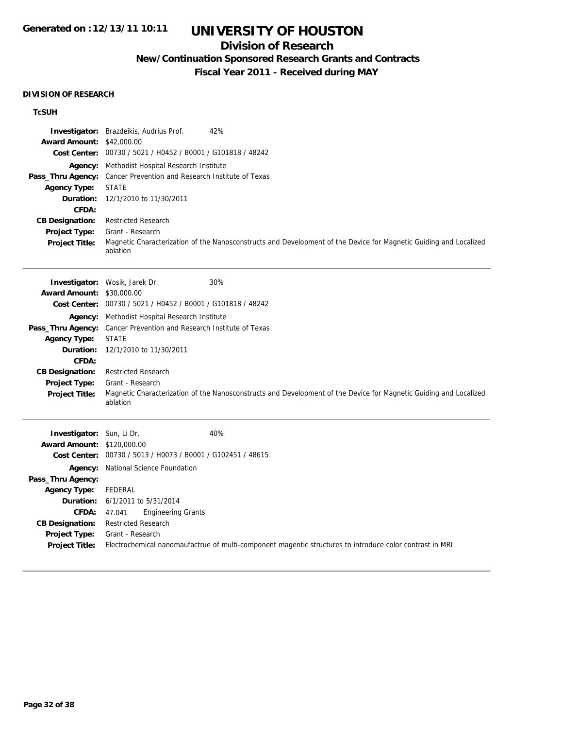# UNIVERSITY OF HOUSTON

## Division of Research

### New/Continuation Sponsored Research Grants and Contracts

### Fiscal Year 2011 - Received during MAY

**DIVISION OF RESEARCH**

**TcSUH**

**Investigator:** Brazdeikis, Audrius Prof. 42%
**Award Amount:** $42,000.00
**Cost Center:** 00730 / 5021 / H0452 / B0001 / G101818 / 48242
**Agency:** Methodist Hospital Research Institute
**Pass_Thru Agency:** Cancer Prevention and Research Institute of Texas
**Agency Type:** STATE
**Duration:** 12/1/2010 to 11/30/2011
**CFDA:**
**CB Designation:** Restricted Research
**Project Type:** Grant - Research
**Project Title:** Magnetic Characterization of the Nanosconstructs and Development of the Device for Magnetic Guiding and Localized ablation

---

**Investigator:** Wosik, Jarek Dr. 30%
**Award Amount:** $30,000.00
**Cost Center:** 00730 / 5021 / H0452 / B0001 / G101818 / 48242
**Agency:** Methodist Hospital Research Institute
**Pass_Thru Agency:** Cancer Prevention and Research Institute of Texas
**Agency Type:** STATE
**Duration:** 12/1/2010 to 11/30/2011
**CFDA:**
**CB Designation:** Restricted Research
**Project Type:** Grant - Research
**Project Title:** Magnetic Characterization of the Nanosconstructs and Development of the Device for Magnetic Guiding and Localized ablation

---

**Investigator:** Sun, Li Dr. 40%
**Award Amount:** $120,000.00
**Cost Center:** 00730 / 5013 / H0073 / B0001 / G102451 / 48615
**Agency:** National Science Foundation
**Pass_Thru Agency:**
**Agency Type:** FEDERAL
**Duration:** 6/1/2011 to 5/31/2014
**CFDA:** 47.041 Engineering Grants
**CB Designation:** Restricted Research
**Project Type:** Grant - Research
**Project Title:** Electrochemical nanomaufactrue of multi-component magentic structures to introduce color contrast in MRI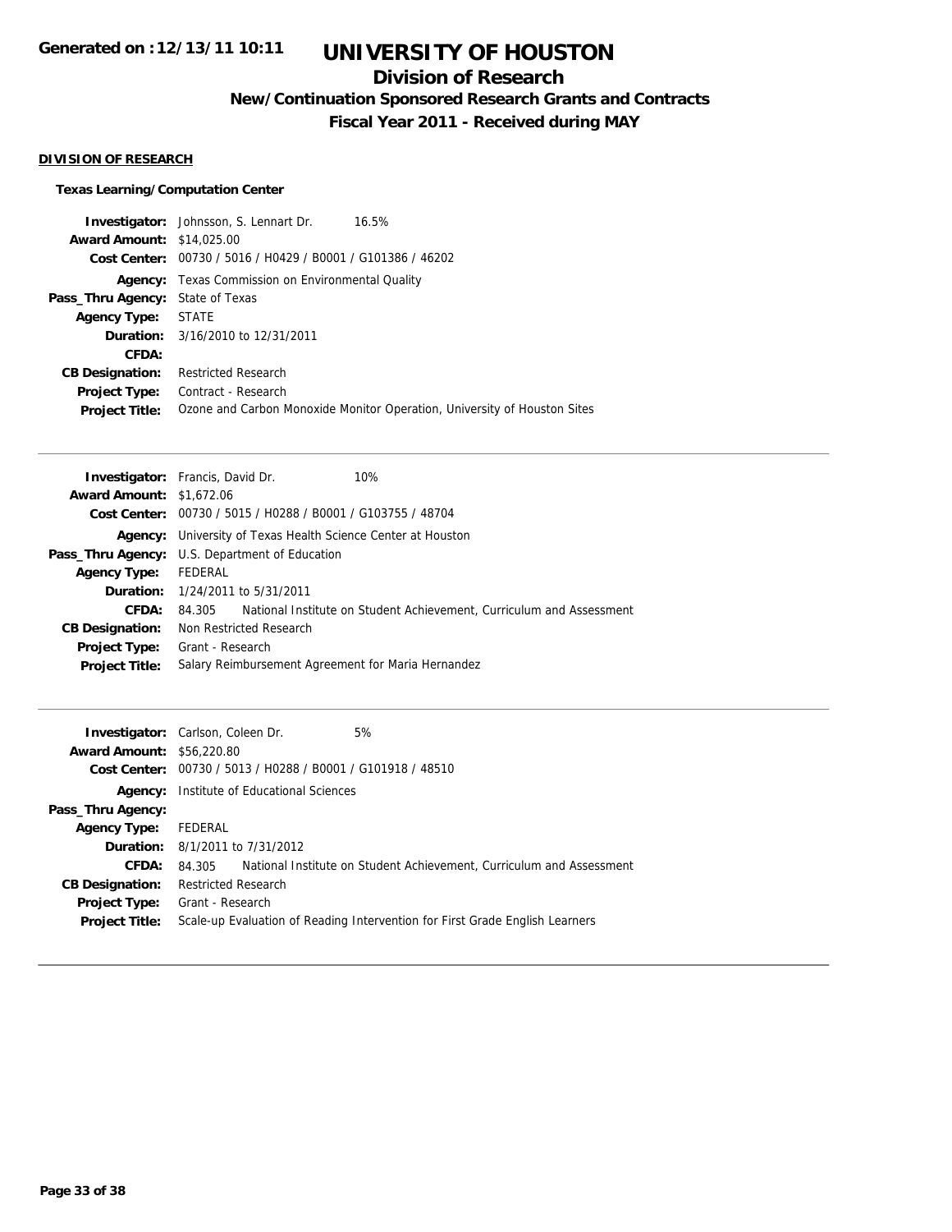# UNIVERSITY OF HOUSTON

## Division of Research

### New/Continuation Sponsored Research Grants and Contracts

### Fiscal Year 2011 - Received during MAY

**DIVISION OF RESEARCH**

**Texas Learning/Computation Center**

**Investigator:** Johnsson, S. Lennart Dr. 16.5%
**Award Amount:** $14,025.00
**Cost Center:** 00730 / 5016 / H0429 / B0001 / G101386 / 46202
**Agency:** Texas Commission on Environmental Quality
**Pass_Thru Agency:** State of Texas
**Agency Type:** STATE
**Duration:** 3/16/2010 to 12/31/2011
**CFDA:**
**CB Designation:** Restricted Research
**Project Type:** Contract - Research
**Project Title:** Ozone and Carbon Monoxide Monitor Operation, University of Houston Sites

---

**Investigator:** Francis, David Dr. 10%
**Award Amount:** $1,672.06
**Cost Center:** 00730 / 5015 / H0288 / B0001 / G103755 / 48704
**Agency:** University of Texas Health Science Center at Houston
**Pass_Thru Agency:** U.S. Department of Education
**Agency Type:** FEDERAL
**Duration:** 1/24/2011 to 5/31/2011
**CFDA:** 84.305 National Institute on Student Achievement, Curriculum and Assessment
**CB Designation:** Non Restricted Research
**Project Type:** Grant - Research
**Project Title:** Salary Reimbursement Agreement for Maria Hernandez

---

**Investigator:** Carlson, Coleen Dr. 5%
**Award Amount:** $56,220.80
**Cost Center:** 00730 / 5013 / H0288 / B0001 / G101918 / 48510
**Agency:** Institute of Educational Sciences
**Pass_Thru Agency:**
**Agency Type:** FEDERAL
**Duration:** 8/1/2011 to 7/31/2012
**CFDA:** 84.305 National Institute on Student Achievement, Curriculum and Assessment
**CB Designation:** Restricted Research
**Project Type:** Grant - Research
**Project Title:** Scale-up Evaluation of Reading Intervention for First Grade English Learners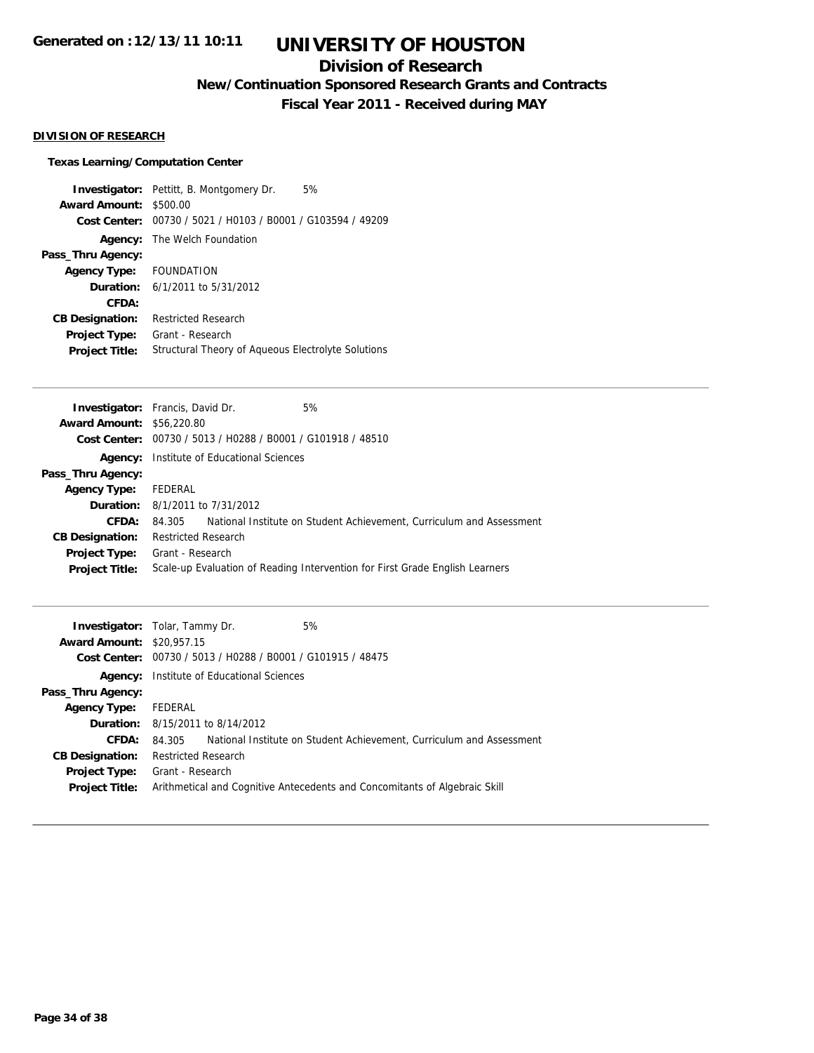# UNIVERSITY OF HOUSTON

## Division of Research

### New/Continuation Sponsored Research Grants and Contracts

### Fiscal Year 2011 - Received during MAY

Generated on :12/13/11 10:11

#### DIVISION OF RESEARCH

**Texas Learning/Computation Center**

**Investigator:** Pettitt, B. Montgomery Dr. 5%
**Award Amount:** $500.00
**Cost Center:** 00730 / 5021 / H0103 / B0001 / G103594 / 49209
**Agency:** The Welch Foundation
**Pass_Thru Agency:**
**Agency Type:** FOUNDATION
**Duration:** 6/1/2011 to 5/31/2012
**CFDA:**
**CB Designation:** Restricted Research
**Project Type:** Grant - Research
**Project Title:** Structural Theory of Aqueous Electrolyte Solutions

---

**Investigator:** Francis, David Dr. 5%
**Award Amount:** $56,220.80
**Cost Center:** 00730 / 5013 / H0288 / B0001 / G101918 / 48510
**Agency:** Institute of Educational Sciences
**Pass_Thru Agency:**
**Agency Type:** FEDERAL
**Duration:** 8/1/2011 to 7/31/2012
**CFDA:** 84.305 National Institute on Student Achievement, Curriculum and Assessment
**CB Designation:** Restricted Research
**Project Type:** Grant - Research
**Project Title:** Scale-up Evaluation of Reading Intervention for First Grade English Learners

---

**Investigator:** Tolar, Tammy Dr. 5%
**Award Amount:** $20,957.15
**Cost Center:** 00730 / 5013 / H0288 / B0001 / G101915 / 48475
**Agency:** Institute of Educational Sciences
**Pass_Thru Agency:**
**Agency Type:** FEDERAL
**Duration:** 8/15/2011 to 8/14/2012
**CFDA:** 84.305 National Institute on Student Achievement, Curriculum and Assessment
**CB Designation:** Restricted Research
**Project Type:** Grant - Research
**Project Title:** Arithmetical and Cognitive Antecedents and Concomitants of Algebraic Skill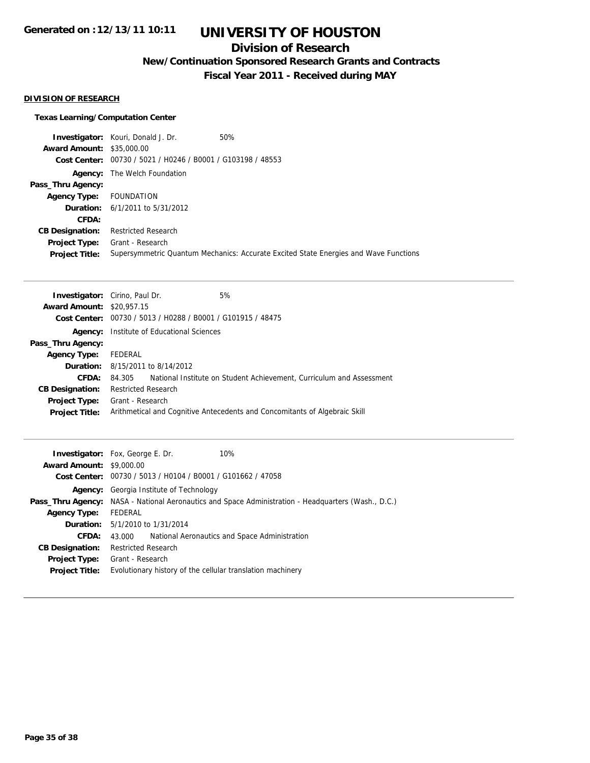# UNIVERSITY OF HOUSTON

## Division of Research

### New/Continuation Sponsored Research Grants and Contracts

### Fiscal Year 2011 - Received during MAY

Generated on :12/13/11 10:11

**DIVISION OF RESEARCH**

**Texas Learning/Computation Center**

**Investigator:** Kouri, Donald J. Dr. 50%
**Award Amount:** $35,000.00
**Cost Center:** 00730 / 5021 / H0246 / B0001 / G103198 / 48553
**Agency:** The Welch Foundation
**Pass_Thru Agency:**
**Agency Type:** FOUNDATION
**Duration:** 6/1/2011 to 5/31/2012
**CFDA:**
**CB Designation:** Restricted Research
**Project Type:** Grant - Research
**Project Title:** Supersymmetric Quantum Mechanics: Accurate Excited State Energies and Wave Functions

---

**Investigator:** Cirino, Paul Dr. 5%
**Award Amount:** $20,957.15
**Cost Center:** 00730 / 5013 / H0288 / B0001 / G101915 / 48475
**Agency:** Institute of Educational Sciences
**Pass_Thru Agency:**
**Agency Type:** FEDERAL
**Duration:** 8/15/2011 to 8/14/2012
**CFDA:** 84.305 National Institute on Student Achievement, Curriculum and Assessment
**CB Designation:** Restricted Research
**Project Type:** Grant - Research
**Project Title:** Arithmetical and Cognitive Antecedents and Concomitants of Algebraic Skill

---

**Investigator:** Fox, George E. Dr. 10%
**Award Amount:** $9,000.00
**Cost Center:** 00730 / 5013 / H0104 / B0001 / G101662 / 47058
**Agency:** Georgia Institute of Technology
**Pass_Thru Agency:** NASA - National Aeronautics and Space Administration - Headquarters (Wash., D.C.)
**Agency Type:** FEDERAL
**Duration:** 5/1/2010 to 1/31/2014
**CFDA:** 43.000 National Aeronautics and Space Administration
**CB Designation:** Restricted Research
**Project Type:** Grant - Research
**Project Title:** Evolutionary history of the cellular translation machinery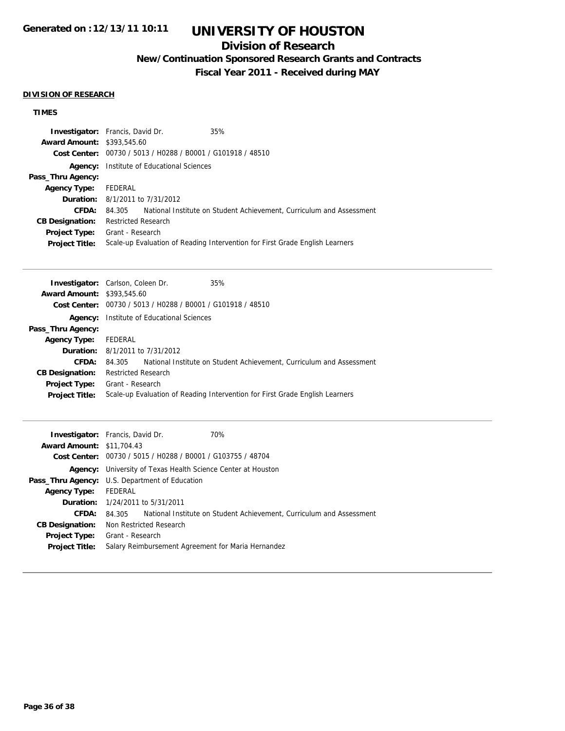**Generated on :12/13/11 10:11**

# UNIVERSITY OF HOUSTON

## Division of Research

### New/Continuation Sponsored Research Grants and Contracts

### Fiscal Year 2011 - Received during MAY

**DIVISION OF RESEARCH**

**TIMES**

| | | |
|---|---|---|
| **Investigator:** | Francis, David Dr. | 35% |
| **Award Amount:** | $393,545.60 | |
| **Cost Center:** | 00730 / 5013 / H0288 / B0001 / G101918 / 48510 | |
| **Agency:** | Institute of Educational Sciences | |
| **Pass_Thru Agency:** | | |
| **Agency Type:** | FEDERAL | |
| **Duration:** | 8/1/2011 to 7/31/2012 | |
| **CFDA:** | 84.305 National Institute on Student Achievement, Curriculum and Assessment | |
| **CB Designation:** | Restricted Research | |
| **Project Type:** | Grant - Research | |
| **Project Title:** | Scale-up Evaluation of Reading Intervention for First Grade English Learners | |

---

| | | |
|---|---|---|
| **Investigator:** | Carlson, Coleen Dr. | 35% |
| **Award Amount:** | $393,545.60 | |
| **Cost Center:** | 00730 / 5013 / H0288 / B0001 / G101918 / 48510 | |
| **Agency:** | Institute of Educational Sciences | |
| **Pass_Thru Agency:** | | |
| **Agency Type:** | FEDERAL | |
| **Duration:** | 8/1/2011 to 7/31/2012 | |
| **CFDA:** | 84.305 National Institute on Student Achievement, Curriculum and Assessment | |
| **CB Designation:** | Restricted Research | |
| **Project Type:** | Grant - Research | |
| **Project Title:** | Scale-up Evaluation of Reading Intervention for First Grade English Learners | |

---

| | | |
|---|---|---|
| **Investigator:** | Francis, David Dr. | 70% |
| **Award Amount:** | $11,704.43 | |
| **Cost Center:** | 00730 / 5015 / H0288 / B0001 / G103755 / 48704 | |
| **Agency:** | University of Texas Health Science Center at Houston | |
| **Pass_Thru Agency:** | U.S. Department of Education | |
| **Agency Type:** | FEDERAL | |
| **Duration:** | 1/24/2011 to 5/31/2011 | |
| **CFDA:** | 84.305 National Institute on Student Achievement, Curriculum and Assessment | |
| **CB Designation:** | Non Restricted Research | |
| **Project Type:** | Grant - Research | |
| **Project Title:** | Salary Reimbursement Agreement for Maria Hernandez | |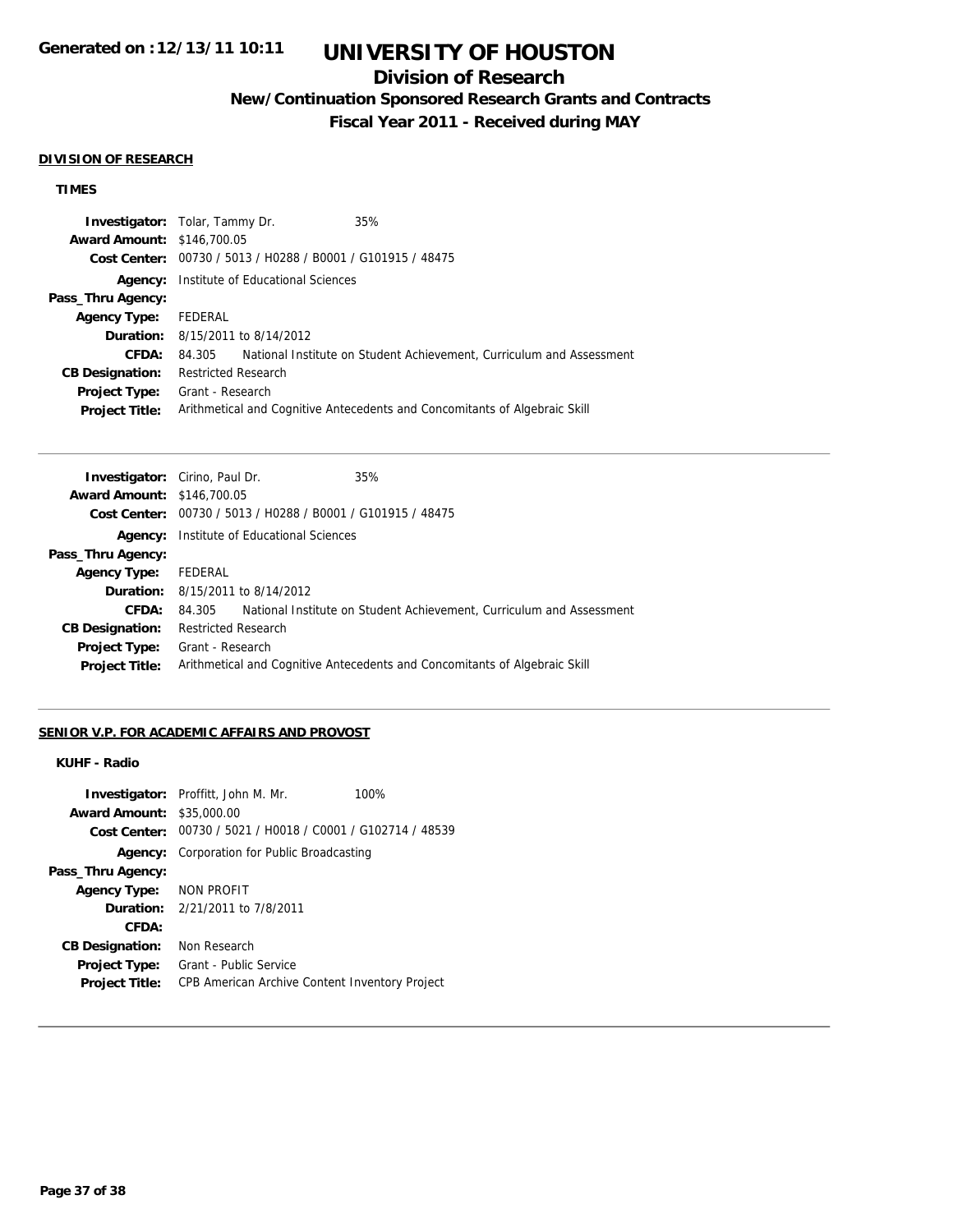# UNIVERSITY OF HOUSTON

## Division of Research

### New/Continuation Sponsored Research Grants and Contracts

### Fiscal Year 2011 - Received during MAY

Generated on :12/13/11 10:11

**DIVISION OF RESEARCH**

**TIMES**

**Investigator:** Tolar, Tammy Dr. 35%
**Award Amount:** $146,700.05
**Cost Center:** 00730 / 5013 / H0288 / B0001 / G101915 / 48475
**Agency:** Institute of Educational Sciences
**Pass_Thru Agency:**
**Agency Type:** FEDERAL
**Duration:** 8/15/2011 to 8/14/2012
**CFDA:** 84.305 National Institute on Student Achievement, Curriculum and Assessment
**CB Designation:** Restricted Research
**Project Type:** Grant - Research
**Project Title:** Arithmetical and Cognitive Antecedents and Concomitants of Algebraic Skill

---

**Investigator:** Cirino, Paul Dr. 35%
**Award Amount:** $146,700.05
**Cost Center:** 00730 / 5013 / H0288 / B0001 / G101915 / 48475
**Agency:** Institute of Educational Sciences
**Pass_Thru Agency:**
**Agency Type:** FEDERAL
**Duration:** 8/15/2011 to 8/14/2012
**CFDA:** 84.305 National Institute on Student Achievement, Curriculum and Assessment
**CB Designation:** Restricted Research
**Project Type:** Grant - Research
**Project Title:** Arithmetical and Cognitive Antecedents and Concomitants of Algebraic Skill

---

**SENIOR V.P. FOR ACADEMIC AFFAIRS AND PROVOST**

**KUHF - Radio**

**Investigator:** Proffitt, John M. Mr. 100%
**Award Amount:** $35,000.00
**Cost Center:** 00730 / 5021 / H0018 / C0001 / G102714 / 48539
**Agency:** Corporation for Public Broadcasting
**Pass_Thru Agency:**
**Agency Type:** NON PROFIT
**Duration:** 2/21/2011 to 7/8/2011
**CFDA:**
**CB Designation:** Non Research
**Project Type:** Grant - Public Service
**Project Title:** CPB American Archive Content Inventory Project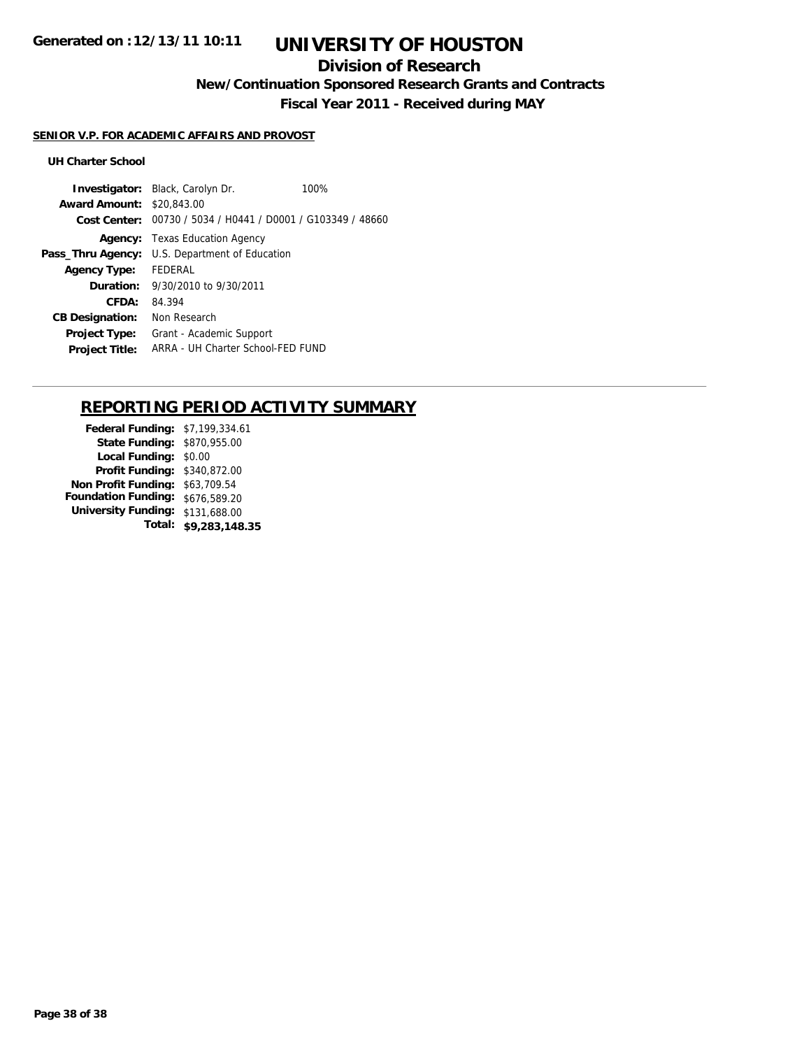**Generated on :12/13/11 10:11**

# UNIVERSITY OF HOUSTON

## Division of Research

### New/Continuation Sponsored Research Grants and Contracts

### Fiscal Year 2011 - Received during MAY

**SENIOR V.P. FOR ACADEMIC AFFAIRS AND PROVOST**

**UH Charter School**

| | |
|---|---|
| **Investigator:** | Black, Carolyn Dr. 100% |
| **Award Amount:** | \$20,843.00 |
| **Cost Center:** | 00730 / 5034 / H0441 / D0001 / G103349 / 48660 |
| **Agency:** | Texas Education Agency |
| **Pass_Thru Agency:** | U.S. Department of Education |
| **Agency Type:** | FEDERAL |
| **Duration:** | 9/30/2010 to 9/30/2011 |
| **CFDA:** | 84.394 |
| **CB Designation:** | Non Research |
| **Project Type:** | Grant - Academic Support |
| **Project Title:** | ARRA - UH Charter School-FED FUND |

## REPORTING PERIOD ACTIVITY SUMMARY

| | |
|---|---|
| **Federal Funding:** | \$7,199,334.61 |
| **State Funding:** | \$870,955.00 |
| **Local Funding:** | \$0.00 |
| **Profit Funding:** | \$340,872.00 |
| **Non Profit Funding:** | \$63,709.54 |
| **Foundation Funding:** | \$676,589.20 |
| **University Funding:** | \$131,688.00 |
| **Total:** | **\$9,283,148.35** |